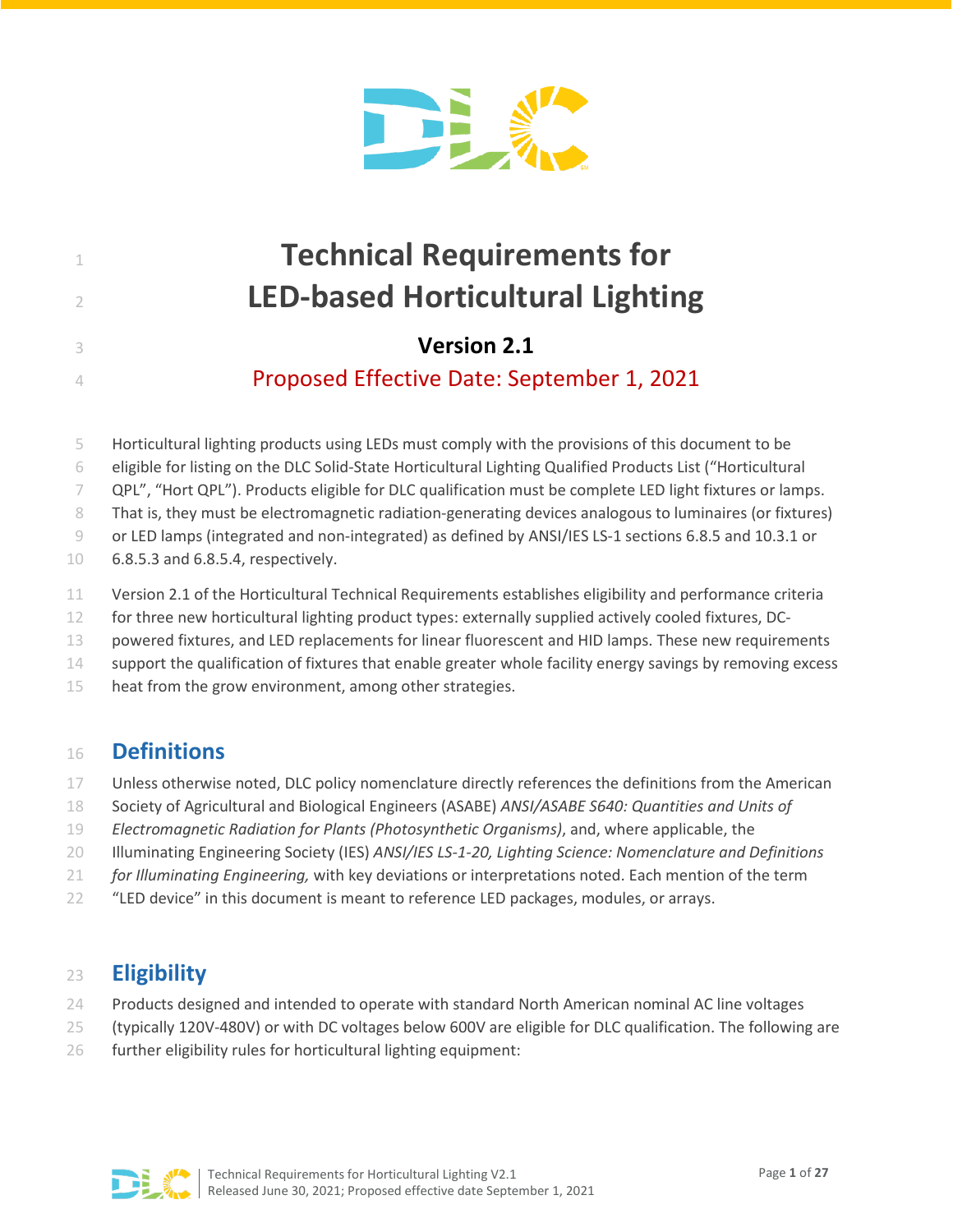# Technical Requirements for LED-based Horticultural Lighting

### Version 2.1

### Proposed Effective Date: September 1, 2021

Horticultural lighting products using LEDs must comply with the provisions of this document to be eligible for listing on the DLC Solid-State Horticultural Lighting Qualified Products List ("Horticultural QPL", "Hort QPL"). Products eligible for DLC qualification must be complete LED light fixtures or lamps. That is, they must be electromagnetic radiation-generating devices analogous to luminaires (or fixtures) or LED lamps (integrated and non-integrated) as defined by ANSI/IES LS-1 sections 6.8.5 and 10.3.1 or 6.8.5.3 and 6.8.5.4, respectively.

Version 2.1 of the Horticultural Technical Requirements establishes eligibility and performance criteria for three new horticultural lighting product types: externally supplied actively cooled fixtures, DC-powered fixtures, and LED replacements for linear fluorescent and HID lamps. These new requirements support the qualification of fixtures that enable greater whole facility energy savings by removing excess heat from the grow environment, among other strategies.

## Definitions

Unless otherwise noted, DLC policy nomenclature directly references the definitions from the American Society of Agricultural and Biological Engineers (ASABE) *ANSI/ASABE S640: Quantities and Units of Electromagnetic Radiation for Plants (Photosynthetic Organisms)*, and, where applicable, the Illuminating Engineering Society (IES) *ANSI/IES LS-1-20, Lighting Science: Nomenclature and Definitions for Illuminating Engineering,* with key deviations or interpretations noted. Each mention of the term "LED device" in this document is meant to reference LED packages, modules, or arrays.

## Eligibility

Products designed and intended to operate with standard North American nominal AC line voltages (typically 120V-480V) or with DC voltages below 600V are eligible for DLC qualification. The following are further eligibility rules for horticultural lighting equipment: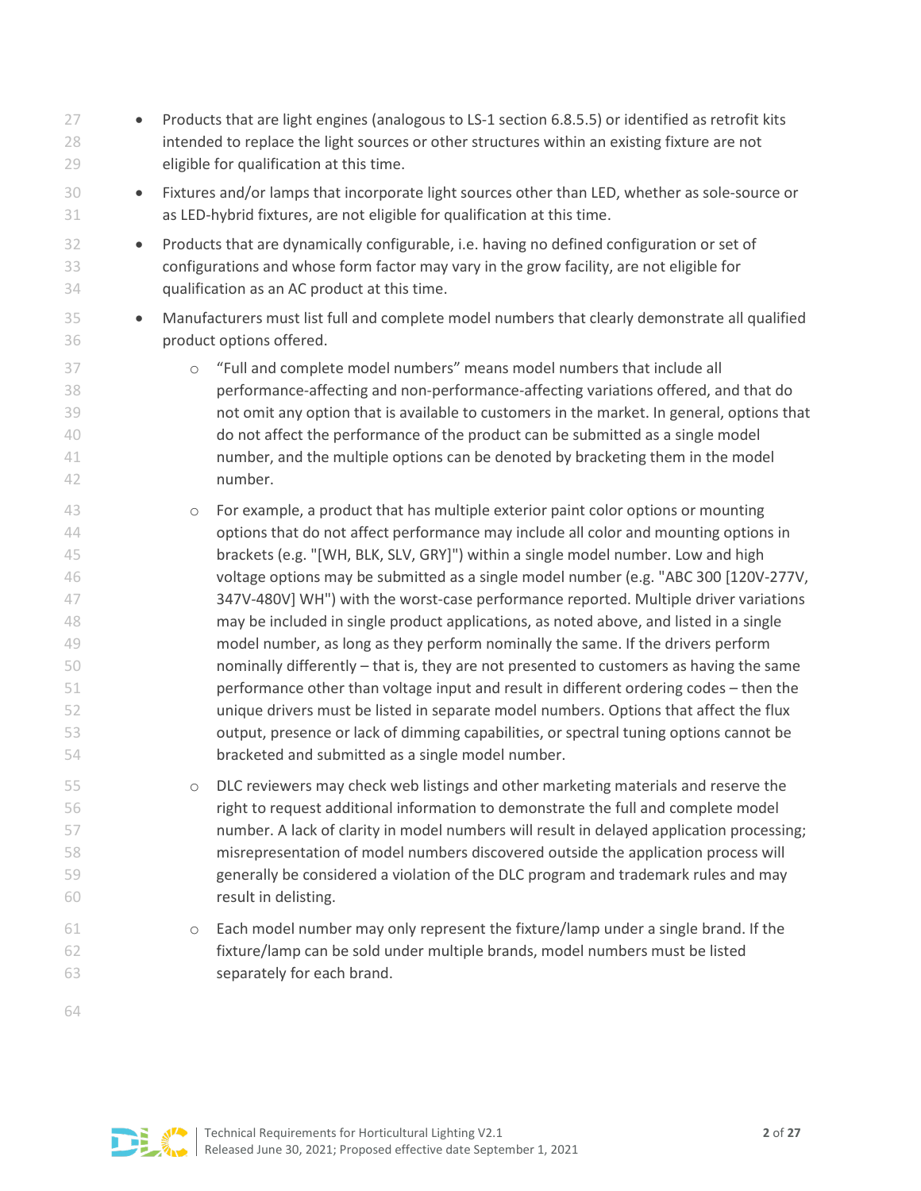- Products that are light engines (analogous to LS-1 section 6.8.5.5) or identified as retrofit kits intended to replace the light sources or other structures within an existing fixture are not eligible for qualification at this time.
- Fixtures and/or lamps that incorporate light sources other than LED, whether as sole-source or as LED-hybrid fixtures, are not eligible for qualification at this time.
- Products that are dynamically configurable, i.e. having no defined configuration or set of configurations and whose form factor may vary in the grow facility, are not eligible for qualification as an AC product at this time.
- Manufacturers must list full and complete model numbers that clearly demonstrate all qualified product options offered.
    - "Full and complete model numbers" means model numbers that include all performance-affecting and non-performance-affecting variations offered, and that do not omit any option that is available to customers in the market. In general, options that do not affect the performance of the product can be submitted as a single model number, and the multiple options can be denoted by bracketing them in the model number.
    - For example, a product that has multiple exterior paint color options or mounting options that do not affect performance may include all color and mounting options in brackets (e.g. "[WH, BLK, SLV, GRY]") within a single model number. Low and high voltage options may be submitted as a single model number (e.g. "ABC 300 [120V-277V, 347V-480V] WH") with the worst-case performance reported. Multiple driver variations may be included in single product applications, as noted above, and listed in a single model number, as long as they perform nominally the same. If the drivers perform nominally differently – that is, they are not presented to customers as having the same performance other than voltage input and result in different ordering codes – then the unique drivers must be listed in separate model numbers. Options that affect the flux output, presence or lack of dimming capabilities, or spectral tuning options cannot be bracketed and submitted as a single model number.
    - DLC reviewers may check web listings and other marketing materials and reserve the right to request additional information to demonstrate the full and complete model number. A lack of clarity in model numbers will result in delayed application processing; misrepresentation of model numbers discovered outside the application process will generally be considered a violation of the DLC program and trademark rules and may result in delisting.
    - Each model number may only represent the fixture/lamp under a single brand. If the fixture/lamp can be sold under multiple brands, model numbers must be listed separately for each brand.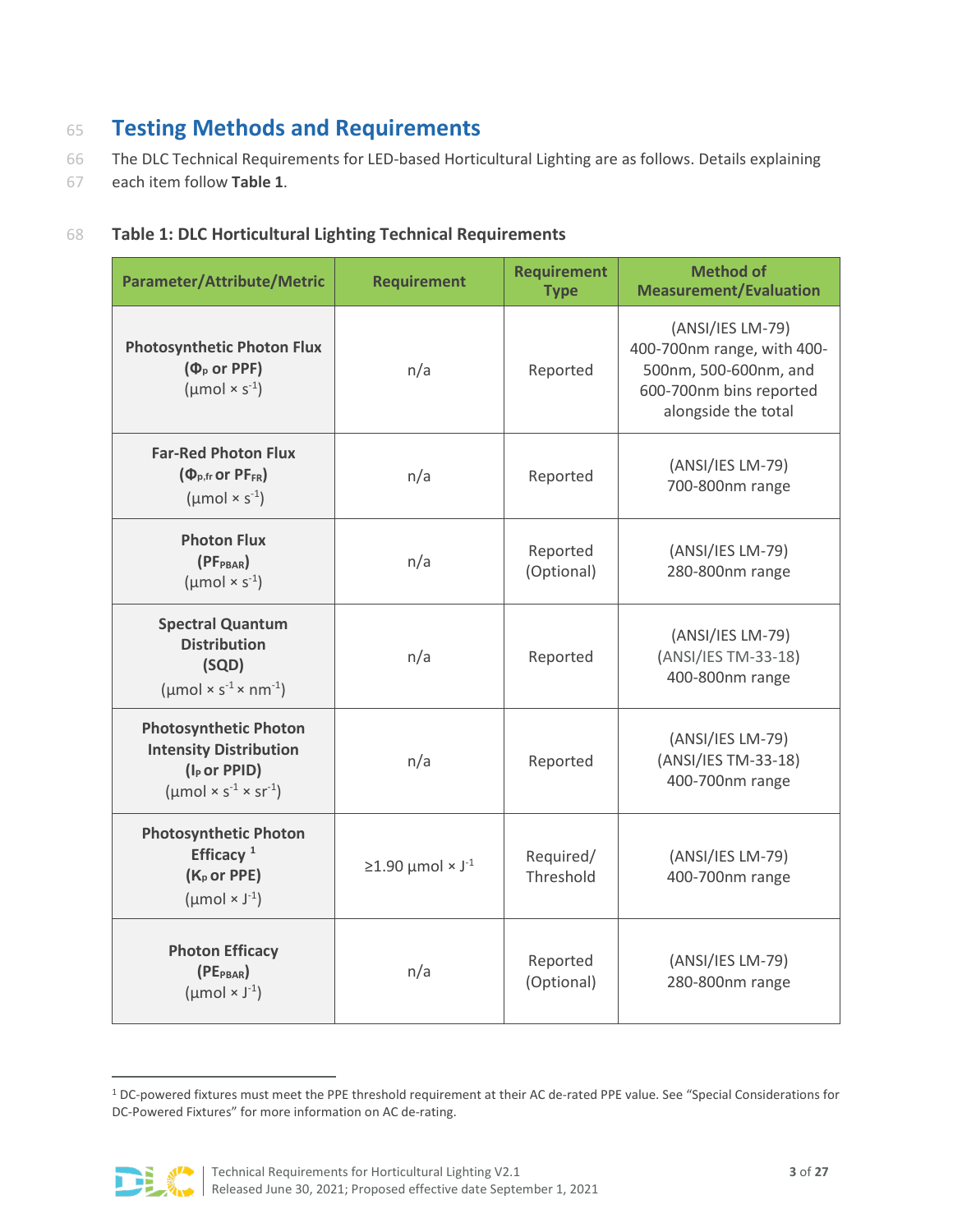# Testing Methods and Requirements

The DLC Technical Requirements for LED-based Horticultural Lighting are as follows. Details explaining each item follow **Table 1**.

**Table 1: DLC Horticultural Lighting Technical Requirements**

| Parameter/Attribute/Metric | Requirement | Requirement Type | Method of Measurement/Evaluation |
|---|---|---|---|
| **Photosynthetic Photon Flux ($\Phi_p$ or PPF)** ($\mu$mol × $s^{-1}$) | n/a | Reported | (ANSI/IES LM-79) 400-700nm range, with 400-500nm, 500-600nm, and 600-700nm bins reported alongside the total |
| **Far-Red Photon Flux ($\Phi_{p,fr}$ or $PF_{FR}$)** ($\mu$mol × $s^{-1}$) | n/a | Reported | (ANSI/IES LM-79) 700-800nm range |
| **Photon Flux ($PF_{PBAR}$)** ($\mu$mol × $s^{-1}$) | n/a | Reported (Optional) | (ANSI/IES LM-79) 280-800nm range |
| **Spectral Quantum Distribution (SQD)** ($\mu$mol × $s^{-1}$ × $nm^{-1}$) | n/a | Reported | (ANSI/IES LM-79) (ANSI/IES TM-33-18) 400-800nm range |
| **Photosynthetic Photon Intensity Distribution ($I_P$ or PPID)** ($\mu$mol × $s^{-1}$ × $sr^{-1}$) | n/a | Reported | (ANSI/IES LM-79) (ANSI/IES TM-33-18) 400-700nm range |
| **Photosynthetic Photon Efficacy [1] ($K_p$ or PPE)** ($\mu$mol × $J^{-1}$) | ≥1.90 $\mu$mol × $J^{-1}$ | Required/ Threshold | (ANSI/IES LM-79) 400-700nm range |
| **Photon Efficacy ($PE_{PBAR}$)** ($\mu$mol × $J^{-1}$) | n/a | Reported (Optional) | (ANSI/IES LM-79) 280-800nm range |

[1] DC-powered fixtures must meet the PPE threshold requirement at their AC de-rated PPE value. See "Special Considerations for DC-Powered Fixtures" for more information on AC de-rating.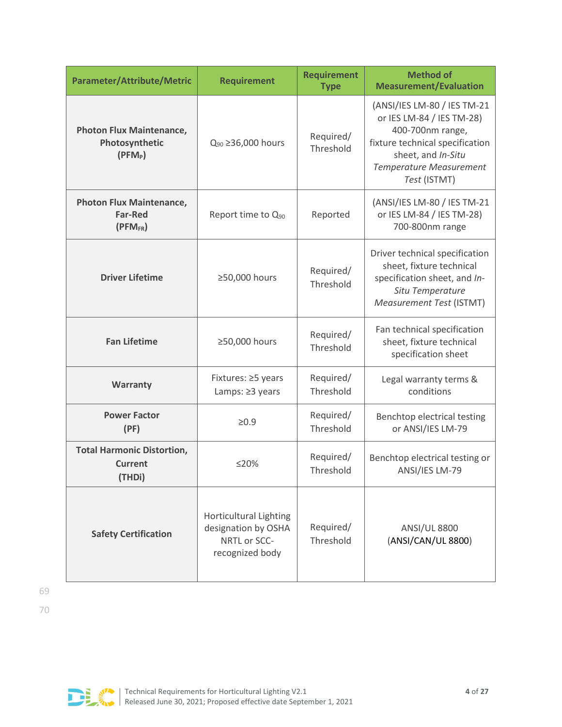| Parameter/Attribute/Metric | Requirement | Requirement Type | Method of Measurement/Evaluation |
|---|---|---|---|
| **Photon Flux Maintenance, Photosynthetic ($PFM_P$)** | $Q_{90}$ ≥36,000 hours | Required/ Threshold | (ANSI/IES LM-80 / IES TM-21 or IES LM-84 / IES TM-28) 400-700nm range, fixture technical specification sheet, and *In-Situ Temperature Measurement Test* (ISTMT) |
| **Photon Flux Maintenance, Far-Red ($PFM_{FR}$)** | Report time to $Q_{90}$ | Reported | (ANSI/IES LM-80 / IES TM-21 or IES LM-84 / IES TM-28) 700-800nm range |
| **Driver Lifetime** | ≥50,000 hours | Required/ Threshold | Driver technical specification sheet, fixture technical specification sheet, and *In-Situ Temperature Measurement Test* (ISTMT) |
| **Fan Lifetime** | ≥50,000 hours | Required/ Threshold | Fan technical specification sheet, fixture technical specification sheet |
| **Warranty** | Fixtures: ≥5 years<br>Lamps: ≥3 years | Required/ Threshold | Legal warranty terms & conditions |
| **Power Factor (PF)** | ≥0.9 | Required/ Threshold | Benchtop electrical testing or ANSI/IES LM-79 |
| **Total Harmonic Distortion, Current (THDi)** | ≤20% | Required/ Threshold | Benchtop electrical testing or ANSI/IES LM-79 |
| **Safety Certification** | Horticultural Lighting designation by OSHA NRTL or SCC-recognized body | Required/ Threshold | ANSI/UL 8800 (ANSI/CAN/UL 8800) |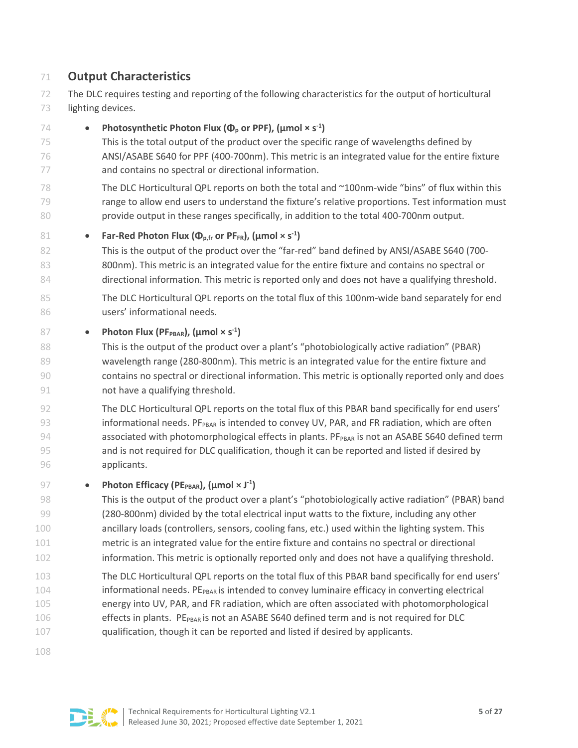## Output Characteristics

The DLC requires testing and reporting of the following characteristics for the output of horticultural lighting devices.

- **Photosynthetic Photon Flux ($\Phi_p$ or PPF), (µmol × $s^{-1}$)**
  This is the total output of the product over the specific range of wavelengths defined by ANSI/ASABE S640 for PPF (400-700nm). This metric is an integrated value for the entire fixture and contains no spectral or directional information.

  The DLC Horticultural QPL reports on both the total and ~100nm-wide "bins" of flux within this range to allow end users to understand the fixture's relative proportions. Test information must provide output in these ranges specifically, in addition to the total 400-700nm output.

- **Far-Red Photon Flux ($\Phi_{p,fr}$ or $PF_{FR}$), (µmol × $s^{-1}$)**
  This is the output of the product over the "far-red" band defined by ANSI/ASABE S640 (700-800nm). This metric is an integrated value for the entire fixture and contains no spectral or directional information. This metric is reported only and does not have a qualifying threshold.

  The DLC Horticultural QPL reports on the total flux of this 100nm-wide band separately for end users' informational needs.

- **Photon Flux ($PF_{PBAR}$), (µmol × $s^{-1}$)**
  This is the output of the product over a plant's "photobiologically active radiation" (PBAR) wavelength range (280-800nm). This metric is an integrated value for the entire fixture and contains no spectral or directional information. This metric is optionally reported only and does not have a qualifying threshold.

  The DLC Horticultural QPL reports on the total flux of this PBAR band specifically for end users' informational needs. $PF_{PBAR}$ is intended to convey UV, PAR, and FR radiation, which are often associated with photomorphological effects in plants. $PF_{PBAR}$ is not an ASABE S640 defined term and is not required for DLC qualification, though it can be reported and listed if desired by applicants.

- **Photon Efficacy ($PE_{PBAR}$), (µmol × $J^{-1}$)**
  This is the output of the product over a plant's "photobiologically active radiation" (PBAR) band (280-800nm) divided by the total electrical input watts to the fixture, including any other ancillary loads (controllers, sensors, cooling fans, etc.) used within the lighting system. This metric is an integrated value for the entire fixture and contains no spectral or directional information. This metric is optionally reported only and does not have a qualifying threshold.

  The DLC Horticultural QPL reports on the total flux of this PBAR band specifically for end users' informational needs. $PE_{PBAR}$ is intended to convey luminaire efficacy in converting electrical energy into UV, PAR, and FR radiation, which are often associated with photomorphological effects in plants. $PE_{PBAR}$ is not an ASABE S640 defined term and is not required for DLC qualification, though it can be reported and listed if desired by applicants.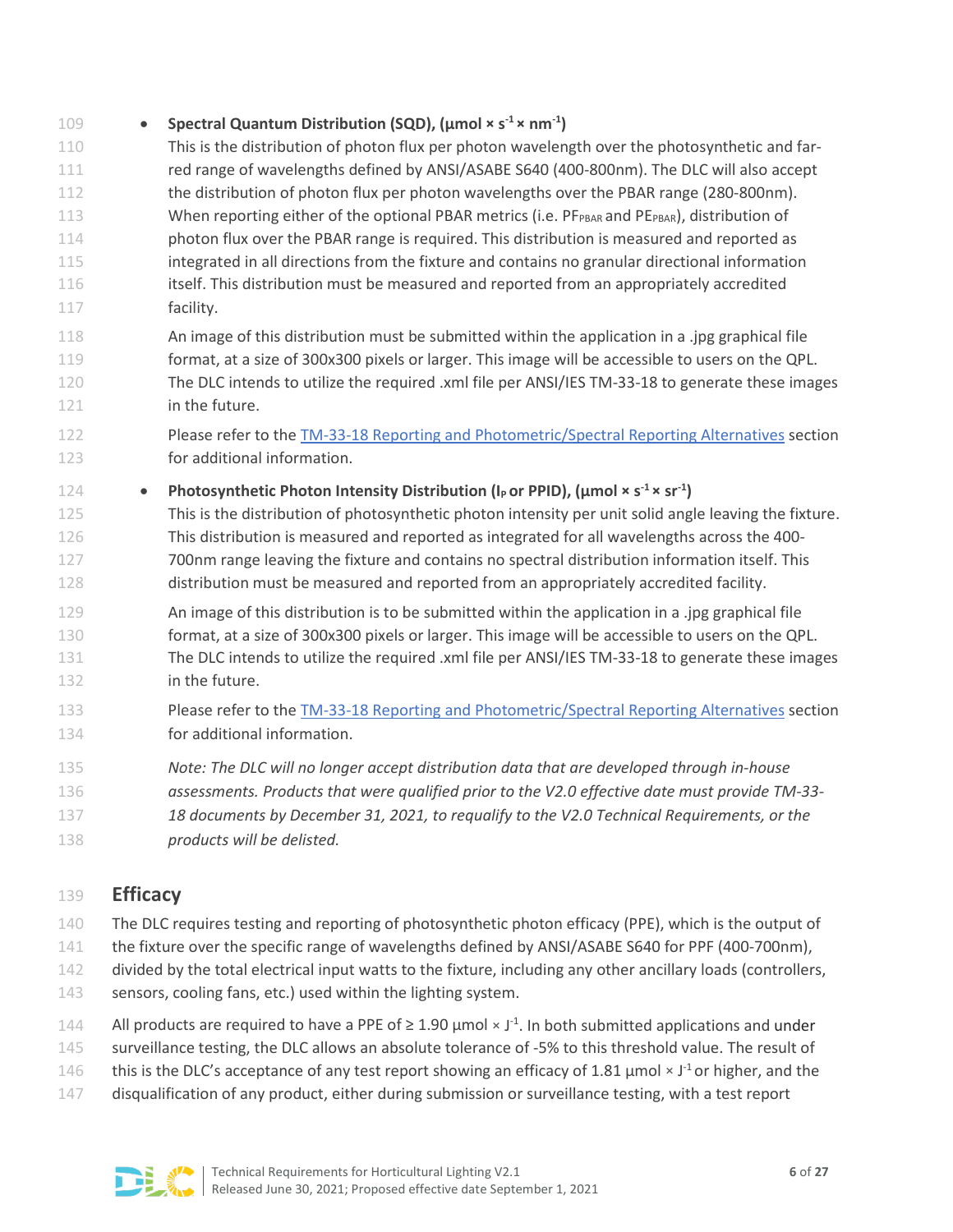- **Spectral Quantum Distribution (SQD), (μmol × $s^{-1}$ × $nm^{-1}$)**
  This is the distribution of photon flux per photon wavelength over the photosynthetic and far-red range of wavelengths defined by ANSI/ASABE S640 (400-800nm). The DLC will also accept the distribution of photon flux per photon wavelengths over the PBAR range (280-800nm). When reporting either of the optional PBAR metrics (i.e. $PF_{PBAR}$ and $PE_{PBAR}$), distribution of photon flux over the PBAR range is required. This distribution is measured and reported as integrated in all directions from the fixture and contains no granular directional information itself. This distribution must be measured and reported from an appropriately accredited facility.

  An image of this distribution must be submitted within the application in a .jpg graphical file format, at a size of 300x300 pixels or larger. This image will be accessible to users on the QPL. The DLC intends to utilize the required .xml file per ANSI/IES TM-33-18 to generate these images in the future.

  Please refer to the TM-33-18 Reporting and Photometric/Spectral Reporting Alternatives section for additional information.

- **Photosynthetic Photon Intensity Distribution ($I_P$ or PPID), (μmol × $s^{-1}$ × $sr^{-1}$)**
  This is the distribution of photosynthetic photon intensity per unit solid angle leaving the fixture. This distribution is measured and reported as integrated for all wavelengths across the 400-700nm range leaving the fixture and contains no spectral distribution information itself. This distribution must be measured and reported from an appropriately accredited facility.

  An image of this distribution is to be submitted within the application in a .jpg graphical file format, at a size of 300x300 pixels or larger. This image will be accessible to users on the QPL. The DLC intends to utilize the required .xml file per ANSI/IES TM-33-18 to generate these images in the future.

  Please refer to the TM-33-18 Reporting and Photometric/Spectral Reporting Alternatives section for additional information.

  *Note: The DLC will no longer accept distribution data that are developed through in-house assessments. Products that were qualified prior to the V2.0 effective date must provide TM-33-18 documents by December 31, 2021, to requalify to the V2.0 Technical Requirements, or the products will be delisted.*

## Efficacy

The DLC requires testing and reporting of photosynthetic photon efficacy (PPE), which is the output of the fixture over the specific range of wavelengths defined by ANSI/ASABE S640 for PPF (400-700nm), divided by the total electrical input watts to the fixture, including any other ancillary loads (controllers, sensors, cooling fans, etc.) used within the lighting system.

All products are required to have a PPE of ≥ 1.90 μmol × $J^{-1}$. In both submitted applications and under surveillance testing, the DLC allows an absolute tolerance of -5% to this threshold value. The result of this is the DLC's acceptance of any test report showing an efficacy of 1.81 μmol × $J^{-1}$ or higher, and the disqualification of any product, either during submission or surveillance testing, with a test report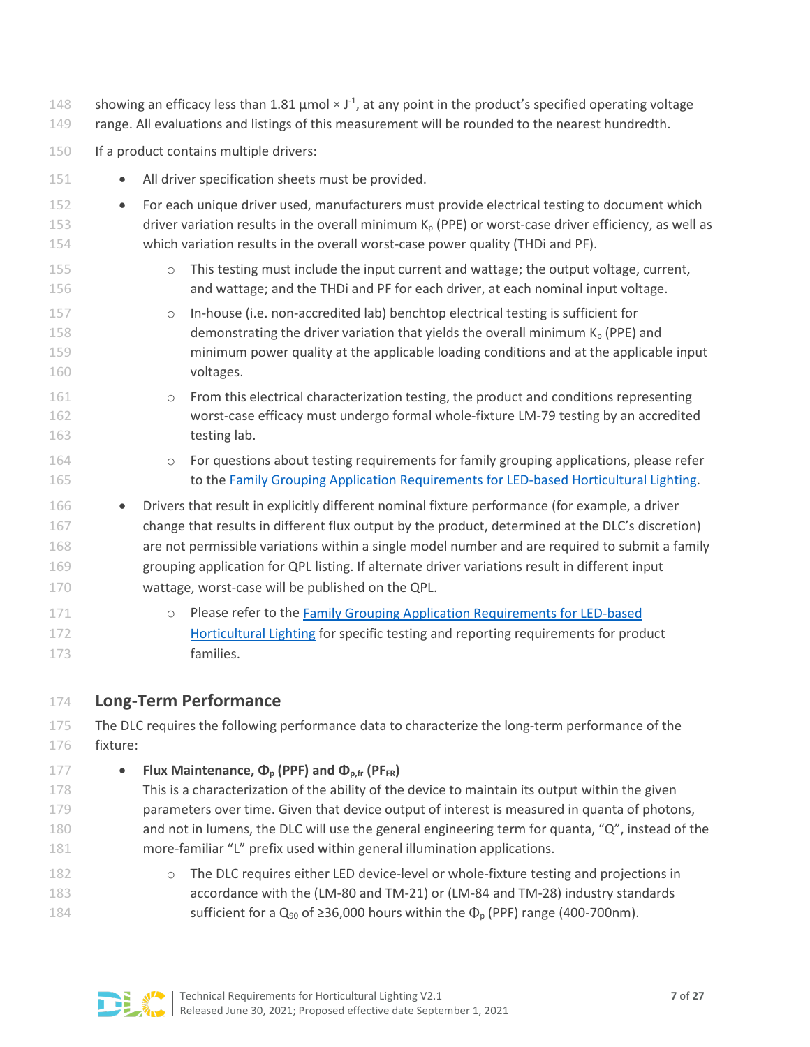showing an efficacy less than 1.81 µmol × $J^{-1}$, at any point in the product's specified operating voltage range. All evaluations and listings of this measurement will be rounded to the nearest hundredth.

If a product contains multiple drivers:

- All driver specification sheets must be provided.
- For each unique driver used, manufacturers must provide electrical testing to document which driver variation results in the overall minimum $K_p$ (PPE) or worst-case driver efficiency, as well as which variation results in the overall worst-case power quality (THDi and PF).
    - This testing must include the input current and wattage; the output voltage, current, and wattage; and the THDi and PF for each driver, at each nominal input voltage.
    - In-house (i.e. non-accredited lab) benchtop electrical testing is sufficient for demonstrating the driver variation that yields the overall minimum $K_p$ (PPE) and minimum power quality at the applicable loading conditions and at the applicable input voltages.
    - From this electrical characterization testing, the product and conditions representing worst-case efficacy must undergo formal whole-fixture LM-79 testing by an accredited testing lab.
    - For questions about testing requirements for family grouping applications, please refer to the Family Grouping Application Requirements for LED-based Horticultural Lighting.
- Drivers that result in explicitly different nominal fixture performance (for example, a driver change that results in different flux output by the product, determined at the DLC's discretion) are not permissible variations within a single model number and are required to submit a family grouping application for QPL listing. If alternate driver variations result in different input wattage, worst-case will be published on the QPL.
    - Please refer to the Family Grouping Application Requirements for LED-based Horticultural Lighting for specific testing and reporting requirements for product families.

## Long-Term Performance

The DLC requires the following performance data to characterize the long-term performance of the fixture:

- **Flux Maintenance, $\Phi_p$ (PPF) and $\Phi_{p,fr}$ ($PF_{FR}$)**
  This is a characterization of the ability of the device to maintain its output within the given parameters over time. Given that device output of interest is measured in quanta of photons, and not in lumens, the DLC will use the general engineering term for quanta, "Q", instead of the more-familiar "L" prefix used within general illumination applications.
    - The DLC requires either LED device-level or whole-fixture testing and projections in accordance with the (LM-80 and TM-21) or (LM-84 and TM-28) industry standards sufficient for a $Q_{90}$ of ≥36,000 hours within the $\Phi_p$ (PPF) range (400-700nm).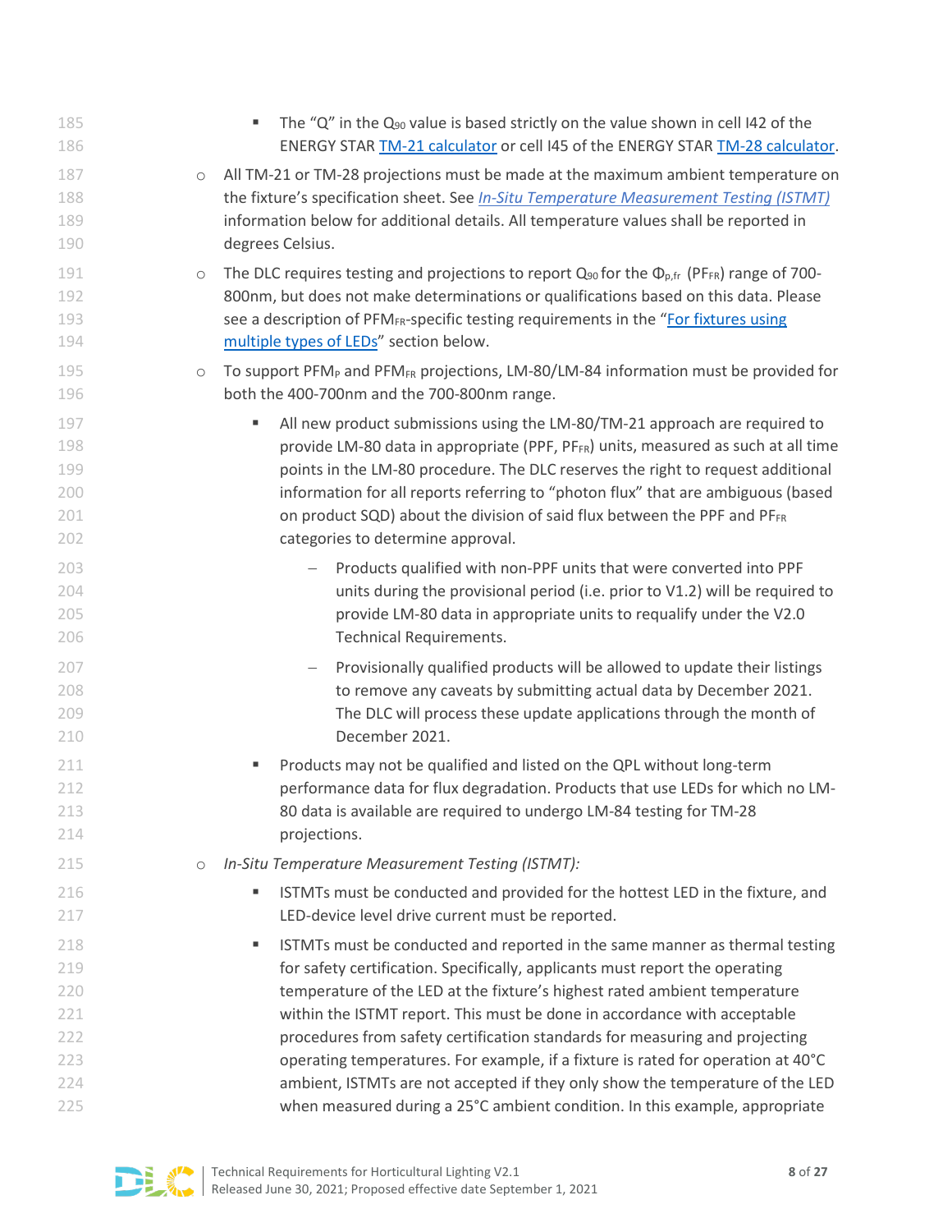- The "Q" in the $Q_{90}$ value is based strictly on the value shown in cell I42 of the ENERGY STAR [TM-21 calculator](#) or cell I45 of the ENERGY STAR [TM-28 calculator](#).
  - All TM-21 or TM-28 projections must be made at the maximum ambient temperature on the fixture's specification sheet. See [*In-Situ Temperature Measurement Testing (ISTMT)*](#) information below for additional details. All temperature values shall be reported in degrees Celsius.
  - The DLC requires testing and projections to report $Q_{90}$ for the $\Phi_{p,fr}$ ($PF_{FR}$) range of 700-800nm, but does not make determinations or qualifications based on this data. Please see a description of $PFM_{FR}$-specific testing requirements in the "[For fixtures using multiple types of LEDs](#)" section below.
  - To support $PFM_P$ and $PFM_{FR}$ projections, LM-80/LM-84 information must be provided for both the 400-700nm and the 700-800nm range.
      - All new product submissions using the LM-80/TM-21 approach are required to provide LM-80 data in appropriate (PPF, $PF_{FR}$) units, measured as such at all time points in the LM-80 procedure. The DLC reserves the right to request additional information for all reports referring to "photon flux" that are ambiguous (based on product SQD) about the division of said flux between the PPF and $PF_{FR}$ categories to determine approval.
          - Products qualified with non-PPF units that were converted into PPF units during the provisional period (i.e. prior to V1.2) will be required to provide LM-80 data in appropriate units to requalify under the V2.0 Technical Requirements.
          - Provisionally qualified products will be allowed to update their listings to remove any caveats by submitting actual data by December 2021. The DLC will process these update applications through the month of December 2021.
      - Products may not be qualified and listed on the QPL without long-term performance data for flux degradation. Products that use LEDs for which no LM-80 data is available are required to undergo LM-84 testing for TM-28 projections.
  - *In-Situ Temperature Measurement Testing (ISTMT):*
      - ISTMTs must be conducted and provided for the hottest LED in the fixture, and LED-device level drive current must be reported.
      - ISTMTs must be conducted and reported in the same manner as thermal testing for safety certification. Specifically, applicants must report the operating temperature of the LED at the fixture's highest rated ambient temperature within the ISTMT report. This must be done in accordance with acceptable procedures from safety certification standards for measuring and projecting operating temperatures. For example, if a fixture is rated for operation at 40°C ambient, ISTMTs are not accepted if they only show the temperature of the LED when measured during a 25°C ambient condition. In this example, appropriate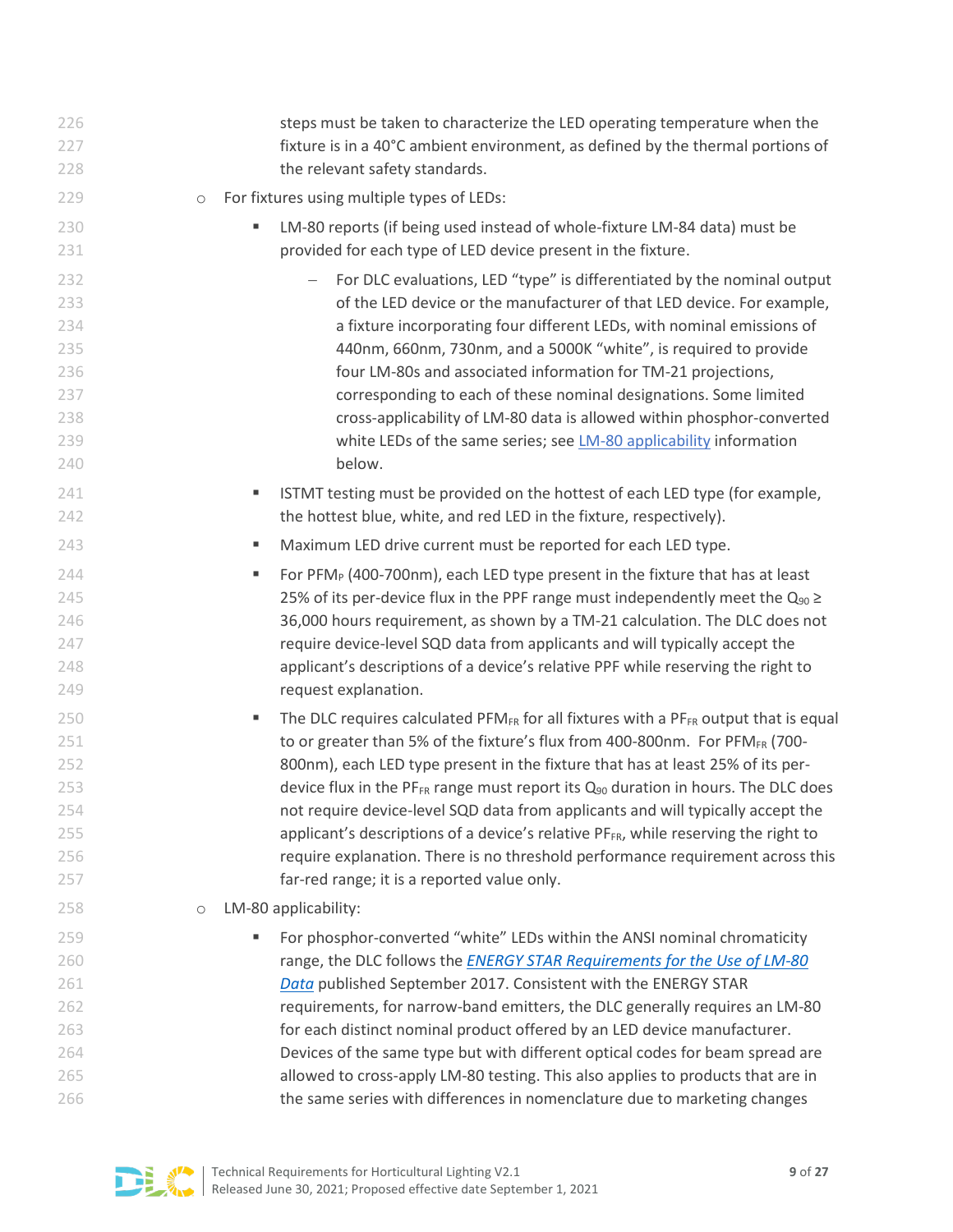steps must be taken to characterize the LED operating temperature when the fixture is in a 40°C ambient environment, as defined by the thermal portions of the relevant safety standards.

- For fixtures using multiple types of LEDs:
  - LM-80 reports (if being used instead of whole-fixture LM-84 data) must be provided for each type of LED device present in the fixture.
    - For DLC evaluations, LED "type" is differentiated by the nominal output of the LED device or the manufacturer of that LED device. For example, a fixture incorporating four different LEDs, with nominal emissions of 440nm, 660nm, 730nm, and a 5000K "white", is required to provide four LM-80s and associated information for TM-21 projections, corresponding to each of these nominal designations. Some limited cross-applicability of LM-80 data is allowed within phosphor-converted white LEDs of the same series; see [LM-80 applicability]() information below.
  - ISTMT testing must be provided on the hottest of each LED type (for example, the hottest blue, white, and red LED in the fixture, respectively).
  - Maximum LED drive current must be reported for each LED type.
  - For $PFM_P$ (400-700nm), each LED type present in the fixture that has at least 25% of its per-device flux in the PPF range must independently meet the $Q_{90} \geq$ 36,000 hours requirement, as shown by a TM-21 calculation. The DLC does not require device-level SQD data from applicants and will typically accept the applicant's descriptions of a device's relative PPF while reserving the right to request explanation.
  - The DLC requires calculated $PFM_{FR}$ for all fixtures with a $PF_{FR}$ output that is equal to or greater than 5% of the fixture's flux from 400-800nm. For $PFM_{FR}$ (700-800nm), each LED type present in the fixture that has at least 25% of its per-device flux in the $PF_{FR}$ range must report its $Q_{90}$ duration in hours. The DLC does not require device-level SQD data from applicants and will typically accept the applicant's descriptions of a device's relative $PF_{FR}$, while reserving the right to require explanation. There is no threshold performance requirement across this far-red range; it is a reported value only.
- LM-80 applicability:
  - For phosphor-converted "white" LEDs within the ANSI nominal chromaticity range, the DLC follows the [*ENERGY STAR Requirements for the Use of LM-80 Data*]() published September 2017. Consistent with the ENERGY STAR requirements, for narrow-band emitters, the DLC generally requires an LM-80 for each distinct nominal product offered by an LED device manufacturer. Devices of the same type but with different optical codes for beam spread are allowed to cross-apply LM-80 testing. This also applies to products that are in the same series with differences in nomenclature due to marketing changes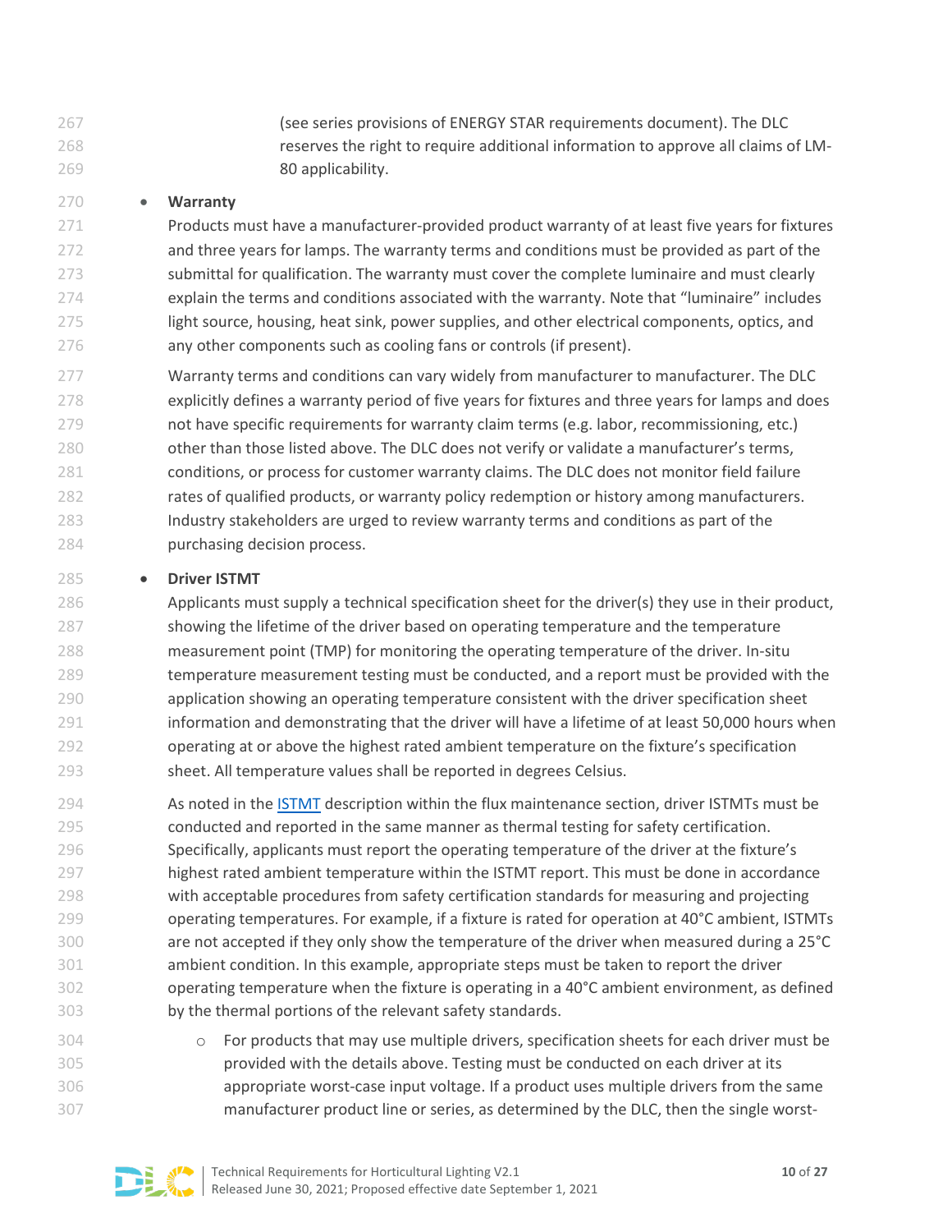(see series provisions of ENERGY STAR requirements document). The DLC reserves the right to require additional information to approve all claims of LM-80 applicability.

- **Warranty**

  Products must have a manufacturer-provided product warranty of at least five years for fixtures and three years for lamps. The warranty terms and conditions must be provided as part of the submittal for qualification. The warranty must cover the complete luminaire and must clearly explain the terms and conditions associated with the warranty. Note that "luminaire" includes light source, housing, heat sink, power supplies, and other electrical components, optics, and any other components such as cooling fans or controls (if present).

  Warranty terms and conditions can vary widely from manufacturer to manufacturer. The DLC explicitly defines a warranty period of five years for fixtures and three years for lamps and does not have specific requirements for warranty claim terms (e.g. labor, recommissioning, etc.) other than those listed above. The DLC does not verify or validate a manufacturer's terms, conditions, or process for customer warranty claims. The DLC does not monitor field failure rates of qualified products, or warranty policy redemption or history among manufacturers. Industry stakeholders are urged to review warranty terms and conditions as part of the purchasing decision process.

- **Driver ISTMT**

  Applicants must supply a technical specification sheet for the driver(s) they use in their product, showing the lifetime of the driver based on operating temperature and the temperature measurement point (TMP) for monitoring the operating temperature of the driver. In-situ temperature measurement testing must be conducted, and a report must be provided with the application showing an operating temperature consistent with the driver specification sheet information and demonstrating that the driver will have a lifetime of at least 50,000 hours when operating at or above the highest rated ambient temperature on the fixture's specification sheet. All temperature values shall be reported in degrees Celsius.

  As noted in the ISTMT description within the flux maintenance section, driver ISTMTs must be conducted and reported in the same manner as thermal testing for safety certification. Specifically, applicants must report the operating temperature of the driver at the fixture's highest rated ambient temperature within the ISTMT report. This must be done in accordance with acceptable procedures from safety certification standards for measuring and projecting operating temperatures. For example, if a fixture is rated for operation at 40°C ambient, ISTMTs are not accepted if they only show the temperature of the driver when measured during a 25°C ambient condition. In this example, appropriate steps must be taken to report the driver operating temperature when the fixture is operating in a 40°C ambient environment, as defined by the thermal portions of the relevant safety standards.

  - For products that may use multiple drivers, specification sheets for each driver must be provided with the details above. Testing must be conducted on each driver at its appropriate worst-case input voltage. If a product uses multiple drivers from the same manufacturer product line or series, as determined by the DLC, then the single worst-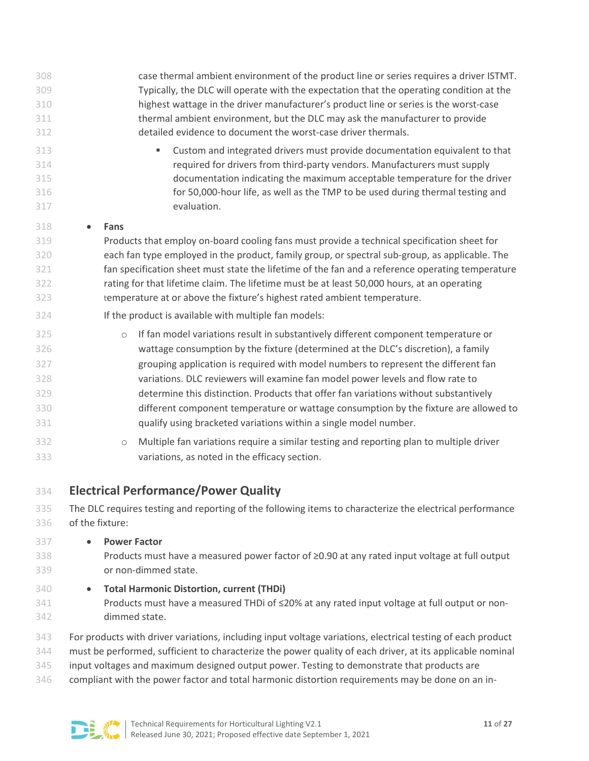case thermal ambient environment of the product line or series requires a driver ISTMT. Typically, the DLC will operate with the expectation that the operating condition at the highest wattage in the driver manufacturer's product line or series is the worst-case thermal ambient environment, but the DLC may ask the manufacturer to provide detailed evidence to document the worst-case driver thermals.

- Custom and integrated drivers must provide documentation equivalent to that required for drivers from third-party vendors. Manufacturers must supply documentation indicating the maximum acceptable temperature for the driver for 50,000-hour life, as well as the TMP to be used during thermal testing and evaluation.

- **Fans**
  Products that employ on-board cooling fans must provide a technical specification sheet for each fan type employed in the product, family group, or spectral sub-group, as applicable. The fan specification sheet must state the lifetime of the fan and a reference operating temperature rating for that lifetime claim. The lifetime must be at least 50,000 hours, at an operating temperature at or above the fixture's highest rated ambient temperature.

  If the product is available with multiple fan models:

  - If fan model variations result in substantively different component temperature or wattage consumption by the fixture (determined at the DLC's discretion), a family grouping application is required with model numbers to represent the different fan variations. DLC reviewers will examine fan model power levels and flow rate to determine this distinction. Products that offer fan variations without substantively different component temperature or wattage consumption by the fixture are allowed to qualify using bracketed variations within a single model number.
  - Multiple fan variations require a similar testing and reporting plan to multiple driver variations, as noted in the efficacy section.

## Electrical Performance/Power Quality

The DLC requires testing and reporting of the following items to characterize the electrical performance of the fixture:

- **Power Factor**
  Products must have a measured power factor of ≥0.90 at any rated input voltage at full output or non-dimmed state.
- **Total Harmonic Distortion, current (THDi)**
  Products must have a measured THDi of ≤20% at any rated input voltage at full output or non-dimmed state.

For products with driver variations, including input voltage variations, electrical testing of each product must be performed, sufficient to characterize the power quality of each driver, at its applicable nominal input voltages and maximum designed output power. Testing to demonstrate that products are compliant with the power factor and total harmonic distortion requirements may be done on an in-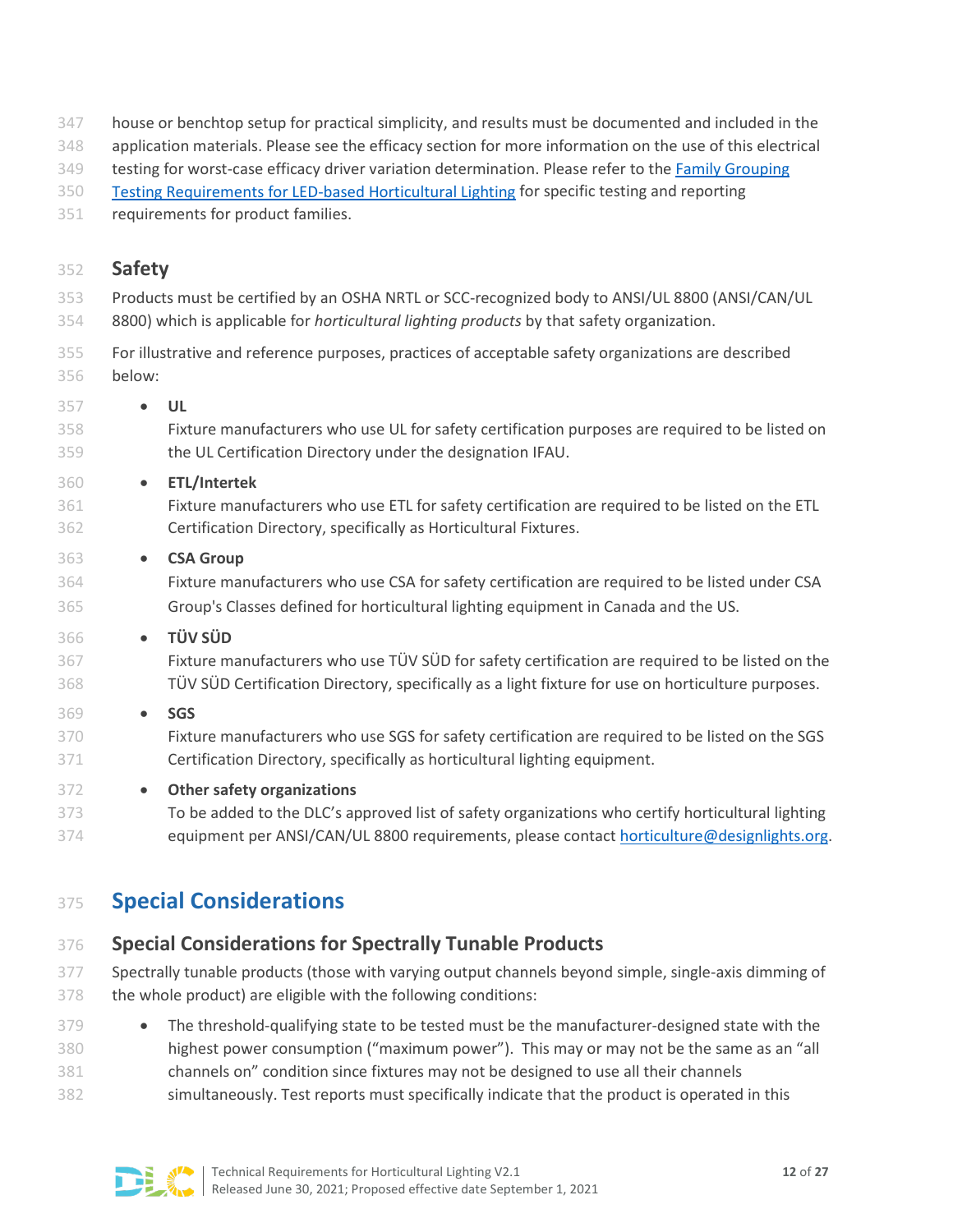house or benchtop setup for practical simplicity, and results must be documented and included in the application materials. Please see the efficacy section for more information on the use of this electrical testing for worst-case efficacy driver variation determination. Please refer to the [Family Grouping Testing Requirements for LED-based Horticultural Lighting] for specific testing and reporting requirements for product families.

### Safety

Products must be certified by an OSHA NRTL or SCC-recognized body to ANSI/UL 8800 (ANSI/CAN/UL 8800) which is applicable for *horticultural lighting products* by that safety organization.

For illustrative and reference purposes, practices of acceptable safety organizations are described below:

- **UL**
  Fixture manufacturers who use UL for safety certification purposes are required to be listed on the UL Certification Directory under the designation IFAU.
- **ETL/Intertek**
  Fixture manufacturers who use ETL for safety certification are required to be listed on the ETL Certification Directory, specifically as Horticultural Fixtures.
- **CSA Group**
  Fixture manufacturers who use CSA for safety certification are required to be listed under CSA Group's Classes defined for horticultural lighting equipment in Canada and the US.
- **TÜV SÜD**
  Fixture manufacturers who use TÜV SÜD for safety certification are required to be listed on the TÜV SÜD Certification Directory, specifically as a light fixture for use on horticulture purposes.
- **SGS**
  Fixture manufacturers who use SGS for safety certification are required to be listed on the SGS Certification Directory, specifically as horticultural lighting equipment.
- **Other safety organizations**
  To be added to the DLC's approved list of safety organizations who certify horticultural lighting equipment per ANSI/CAN/UL 8800 requirements, please contact horticulture@designlights.org.

## Special Considerations

### Special Considerations for Spectrally Tunable Products

Spectrally tunable products (those with varying output channels beyond simple, single-axis dimming of the whole product) are eligible with the following conditions:

- The threshold-qualifying state to be tested must be the manufacturer-designed state with the highest power consumption ("maximum power"). This may or may not be the same as an "all channels on" condition since fixtures may not be designed to use all their channels simultaneously. Test reports must specifically indicate that the product is operated in this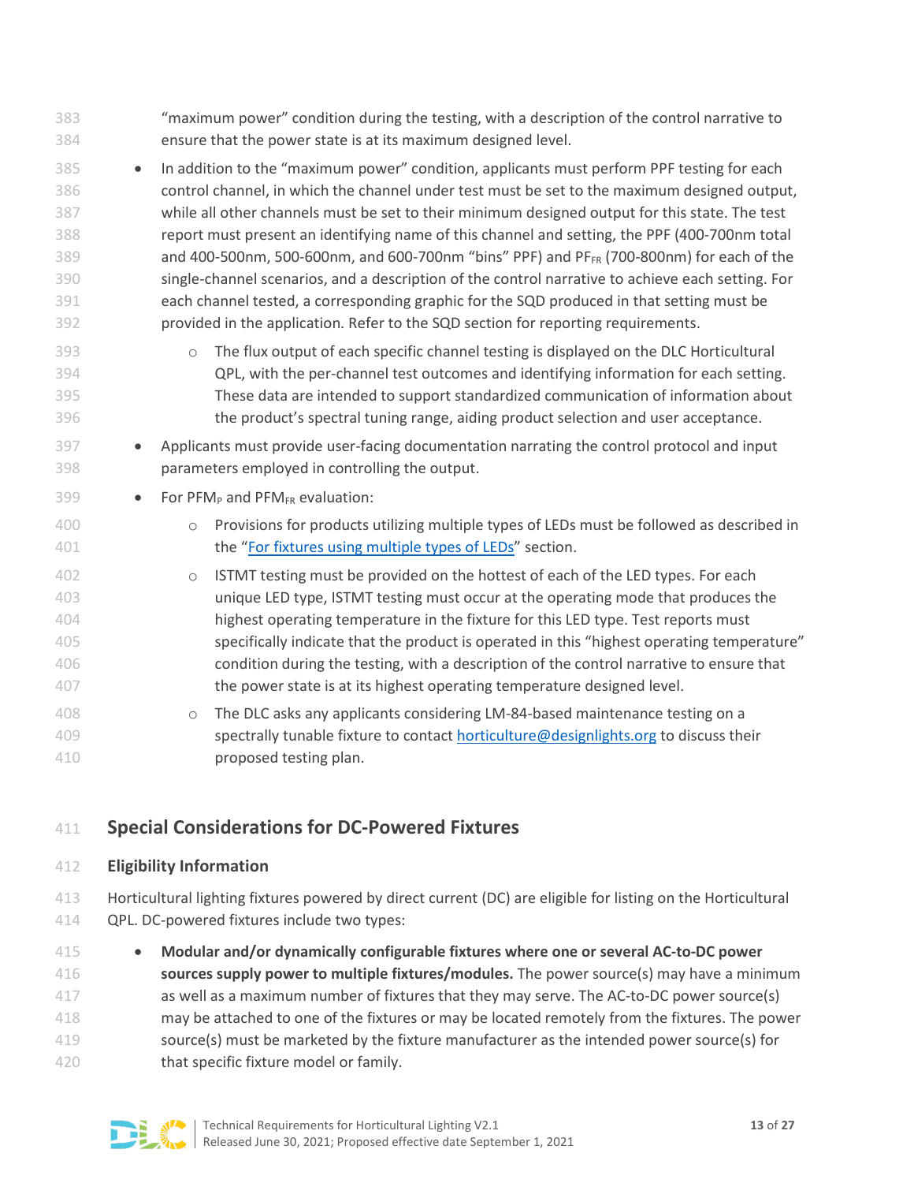"maximum power" condition during the testing, with a description of the control narrative to ensure that the power state is at its maximum designed level.

- In addition to the "maximum power" condition, applicants must perform PPF testing for each control channel, in which the channel under test must be set to the maximum designed output, while all other channels must be set to their minimum designed output for this state. The test report must present an identifying name of this channel and setting, the PPF (400-700nm total and 400-500nm, 500-600nm, and 600-700nm "bins" PPF) and $PF_{FR}$ (700-800nm) for each of the single-channel scenarios, and a description of the control narrative to achieve each setting. For each channel tested, a corresponding graphic for the SQD produced in that setting must be provided in the application. Refer to the SQD section for reporting requirements.
    - The flux output of each specific channel testing is displayed on the DLC Horticultural QPL, with the per-channel test outcomes and identifying information for each setting. These data are intended to support standardized communication of information about the product's spectral tuning range, aiding product selection and user acceptance.
- Applicants must provide user-facing documentation narrating the control protocol and input parameters employed in controlling the output.
- For $PFM_P$ and $PFM_{FR}$ evaluation:
    - Provisions for products utilizing multiple types of LEDs must be followed as described in the "For fixtures using multiple types of LEDs" section.
    - ISTMT testing must be provided on the hottest of each of the LED types. For each unique LED type, ISTMT testing must occur at the operating mode that produces the highest operating temperature in the fixture for this LED type. Test reports must specifically indicate that the product is operated in this "highest operating temperature" condition during the testing, with a description of the control narrative to ensure that the power state is at its highest operating temperature designed level.
    - The DLC asks any applicants considering LM-84-based maintenance testing on a spectrally tunable fixture to contact horticulture@designlights.org to discuss their proposed testing plan.

## Special Considerations for DC-Powered Fixtures

### Eligibility Information

Horticultural lighting fixtures powered by direct current (DC) are eligible for listing on the Horticultural QPL. DC-powered fixtures include two types:

- **Modular and/or dynamically configurable fixtures where one or several AC-to-DC power sources supply power to multiple fixtures/modules.** The power source(s) may have a minimum as well as a maximum number of fixtures that they may serve. The AC-to-DC power source(s) may be attached to one of the fixtures or may be located remotely from the fixtures. The power source(s) must be marketed by the fixture manufacturer as the intended power source(s) for that specific fixture model or family.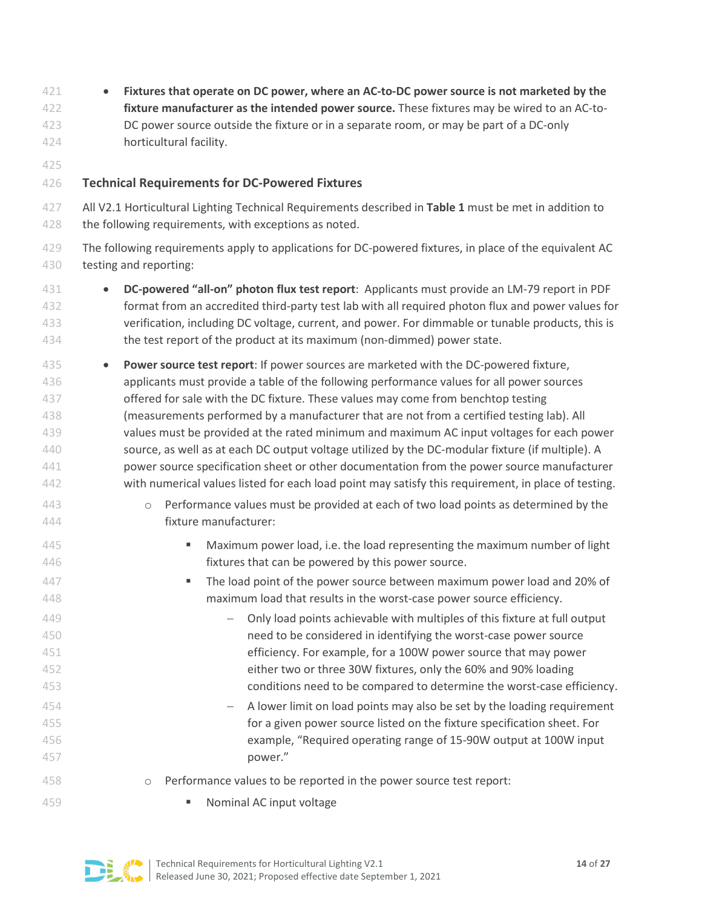- **Fixtures that operate on DC power, where an AC-to-DC power source is not marketed by the fixture manufacturer as the intended power source.** These fixtures may be wired to an AC-to-DC power source outside the fixture or in a separate room, or may be part of a DC-only horticultural facility.

### Technical Requirements for DC-Powered Fixtures

All V2.1 Horticultural Lighting Technical Requirements described in **Table 1** must be met in addition to the following requirements, with exceptions as noted.

The following requirements apply to applications for DC-powered fixtures, in place of the equivalent AC testing and reporting:

- **DC-powered "all-on" photon flux test report**: Applicants must provide an LM-79 report in PDF format from an accredited third-party test lab with all required photon flux and power values for verification, including DC voltage, current, and power. For dimmable or tunable products, this is the test report of the product at its maximum (non-dimmed) power state.
- **Power source test report**: If power sources are marketed with the DC-powered fixture, applicants must provide a table of the following performance values for all power sources offered for sale with the DC fixture. These values may come from benchtop testing (measurements performed by a manufacturer that are not from a certified testing lab). All values must be provided at the rated minimum and maximum AC input voltages for each power source, as well as at each DC output voltage utilized by the DC-modular fixture (if multiple). A power source specification sheet or other documentation from the power source manufacturer with numerical values listed for each load point may satisfy this requirement, in place of testing.
    - Performance values must be provided at each of two load points as determined by the fixture manufacturer:
        - Maximum power load, i.e. the load representing the maximum number of light fixtures that can be powered by this power source.
        - The load point of the power source between maximum power load and 20% of maximum load that results in the worst-case power source efficiency.
            - Only load points achievable with multiples of this fixture at full output need to be considered in identifying the worst-case power source efficiency. For example, for a 100W power source that may power either two or three 30W fixtures, only the 60% and 90% loading conditions need to be compared to determine the worst-case efficiency.
            - A lower limit on load points may also be set by the loading requirement for a given power source listed on the fixture specification sheet. For example, "Required operating range of 15-90W output at 100W input power."
    - Performance values to be reported in the power source test report:
        - Nominal AC input voltage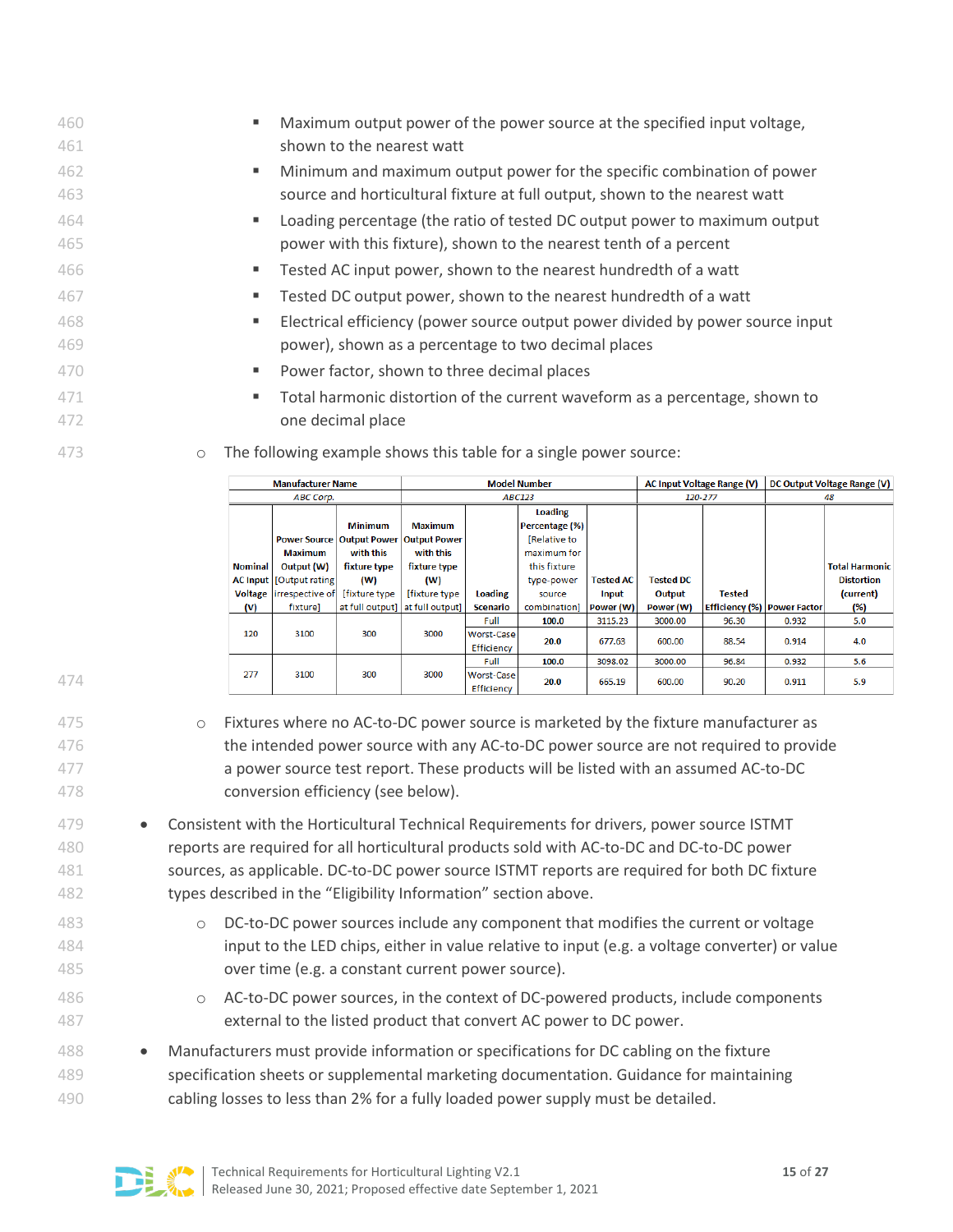- Maximum output power of the power source at the specified input voltage, shown to the nearest watt
- Minimum and maximum output power for the specific combination of power source and horticultural fixture at full output, shown to the nearest watt
- Loading percentage (the ratio of tested DC output power to maximum output power with this fixture), shown to the nearest tenth of a percent
- Tested AC input power, shown to the nearest hundredth of a watt
- Tested DC output power, shown to the nearest hundredth of a watt
- Electrical efficiency (power source output power divided by power source input power), shown as a percentage to two decimal places
- Power factor, shown to three decimal places
- Total harmonic distortion of the current waveform as a percentage, shown to one decimal place

- The following example shows this table for a single power source:

| Manufacturer Name | | Model Number | | | | | AC Input Voltage Range (V) | | DC Output Voltage Range (V) | |
|---|---|---|---|---|---|---|---|---|---|---|
| *ABC Corp.* | | *ABC123* | | | | | *120-277* | | *48* | |
| Nominal AC Input Voltage (V) | Power Source Maximum Output (W) [Output rating irrespective of fixture] | Minimum Output Power with this fixture type (W) [fixture type at full output] | Maximum Output Power with this fixture type (W) [fixture type at full output] | Loading Scenario | Loading Percentage (%) [Relative to maximum for this fixture type-power source combination] | Tested AC Input Power (W) | Tested DC Output Power (W) | Tested Efficiency (%) | Power Factor | Total Harmonic Distortion (current) (%) |
| 120 | 3100 | 300 | 3000 | Full | **100.0** | 3115.23 | 3000.00 | 96.30 | 0.932 | 5.0 |
| | | | | Worst-Case Efficiency | **20.0** | 677.63 | 600.00 | 88.54 | 0.914 | 4.0 |
| 277 | 3100 | 300 | 3000 | Full | **100.0** | 3098.02 | 3000.00 | 96.84 | 0.932 | 5.6 |
| | | | | Worst-Case Efficiency | **20.0** | 665.19 | 600.00 | 90.20 | 0.911 | 5.9 |

- Fixtures where no AC-to-DC power source is marketed by the fixture manufacturer as the intended power source with any AC-to-DC power source are not required to provide a power source test report. These products will be listed with an assumed AC-to-DC conversion efficiency (see below).

- Consistent with the Horticultural Technical Requirements for drivers, power source ISTMT reports are required for all horticultural products sold with AC-to-DC and DC-to-DC power sources, as applicable. DC-to-DC power source ISTMT reports are required for both DC fixture types described in the "Eligibility Information" section above.
  - DC-to-DC power sources include any component that modifies the current or voltage input to the LED chips, either in value relative to input (e.g. a voltage converter) or value over time (e.g. a constant current power source).
  - AC-to-DC power sources, in the context of DC-powered products, include components external to the listed product that convert AC power to DC power.
- Manufacturers must provide information or specifications for DC cabling on the fixture specification sheets or supplemental marketing documentation. Guidance for maintaining cabling losses to less than 2% for a fully loaded power supply must be detailed.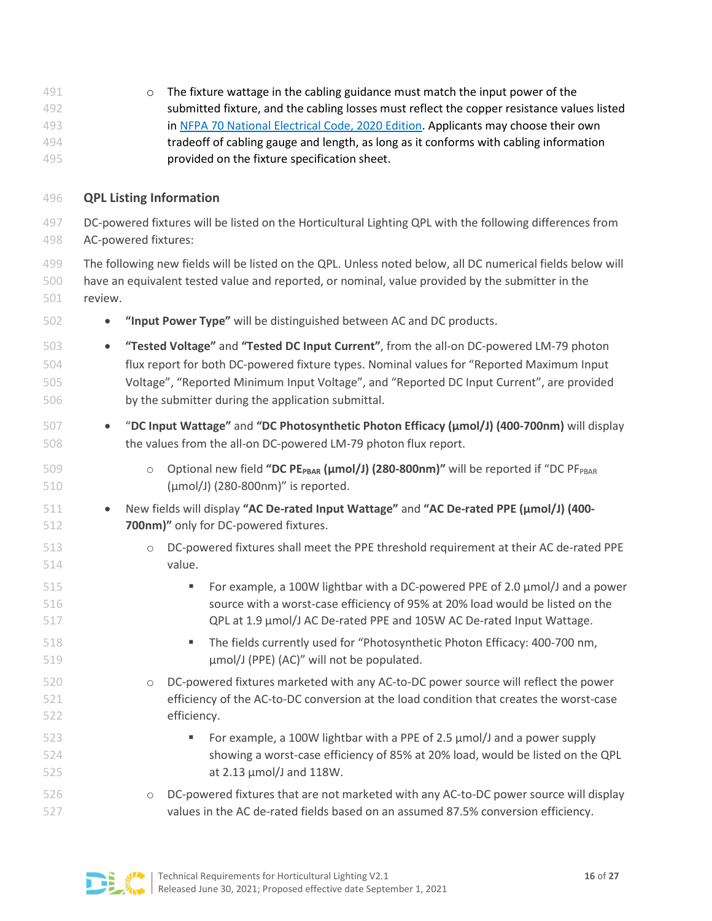- The fixture wattage in the cabling guidance must match the input power of the submitted fixture, and the cabling losses must reflect the copper resistance values listed in NFPA 70 National Electrical Code, 2020 Edition. Applicants may choose their own tradeoff of cabling gauge and length, as long as it conforms with cabling information provided on the fixture specification sheet.

### QPL Listing Information

DC-powered fixtures will be listed on the Horticultural Lighting QPL with the following differences from AC-powered fixtures:

The following new fields will be listed on the QPL. Unless noted below, all DC numerical fields below will have an equivalent tested value and reported, or nominal, value provided by the submitter in the review.

- **"Input Power Type"** will be distinguished between AC and DC products.
- **"Tested Voltage"** and **"Tested DC Input Current"**, from the all-on DC-powered LM-79 photon flux report for both DC-powered fixture types. Nominal values for "Reported Maximum Input Voltage", "Reported Minimum Input Voltage", and "Reported DC Input Current", are provided by the submitter during the application submittal.
- "**DC Input Wattage"** and **"DC Photosynthetic Photon Efficacy (µmol/J) (400-700nm)** will display the values from the all-on DC-powered LM-79 photon flux report.
  - Optional new field **"DC $PE_{PBAR}$ (µmol/J) (280-800nm)"** will be reported if "DC $PF_{PBAR}$ (µmol/J) (280-800nm)" is reported.
- New fields will display **"AC De-rated Input Wattage"** and **"AC De-rated PPE (µmol/J) (400-700nm)"** only for DC-powered fixtures.
  - DC-powered fixtures shall meet the PPE threshold requirement at their AC de-rated PPE value.
    - For example, a 100W lightbar with a DC-powered PPE of 2.0 µmol/J and a power source with a worst-case efficiency of 95% at 20% load would be listed on the QPL at 1.9 µmol/J AC De-rated PPE and 105W AC De-rated Input Wattage.
    - The fields currently used for "Photosynthetic Photon Efficacy: 400-700 nm, µmol/J (PPE) (AC)" will not be populated.
  - DC-powered fixtures marketed with any AC-to-DC power source will reflect the power efficiency of the AC-to-DC conversion at the load condition that creates the worst-case efficiency.
    - For example, a 100W lightbar with a PPE of 2.5 µmol/J and a power supply showing a worst-case efficiency of 85% at 20% load, would be listed on the QPL at 2.13 µmol/J and 118W.
  - DC-powered fixtures that are not marketed with any AC-to-DC power source will display values in the AC de-rated fields based on an assumed 87.5% conversion efficiency.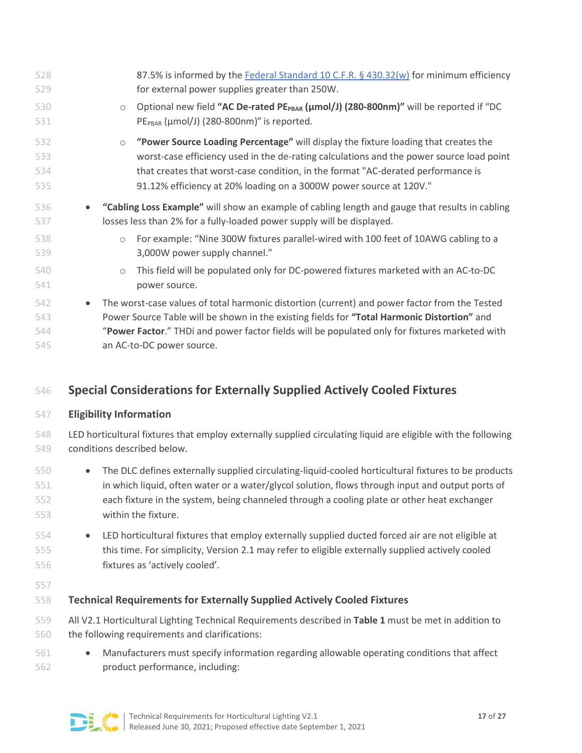87.5% is informed by the Federal Standard 10 C.F.R. § 430.32(w) for minimum efficiency for external power supplies greater than 250W.

    - Optional new field **"AC De-rated $PE_{PBAR}$ (μmol/J) (280-800nm)"** will be reported if "DC $PE_{PBAR}$ (μmol/J) (280-800nm)" is reported.
    - **"Power Source Loading Percentage"** will display the fixture loading that creates the worst-case efficiency used in the de-rating calculations and the power source load point that creates that worst-case condition, in the format "AC-derated performance is 91.12% efficiency at 20% loading on a 3000W power source at 120V."

- **"Cabling Loss Example"** will show an example of cabling length and gauge that results in cabling losses less than 2% for a fully-loaded power supply will be displayed.
    - For example: "Nine 300W fixtures parallel-wired with 100 feet of 10AWG cabling to a 3,000W power supply channel."
    - This field will be populated only for DC-powered fixtures marketed with an AC-to-DC power source.
- The worst-case values of total harmonic distortion (current) and power factor from the Tested Power Source Table will be shown in the existing fields for **"Total Harmonic Distortion"** and "**Power Factor**." THDi and power factor fields will be populated only for fixtures marketed with an AC-to-DC power source.

## Special Considerations for Externally Supplied Actively Cooled Fixtures

### Eligibility Information

LED horticultural fixtures that employ externally supplied circulating liquid are eligible with the following conditions described below.

- The DLC defines externally supplied circulating-liquid-cooled horticultural fixtures to be products in which liquid, often water or a water/glycol solution, flows through input and output ports of each fixture in the system, being channeled through a cooling plate or other heat exchanger within the fixture.
- LED horticultural fixtures that employ externally supplied ducted forced air are not eligible at this time. For simplicity, Version 2.1 may refer to eligible externally supplied actively cooled fixtures as 'actively cooled'.

### Technical Requirements for Externally Supplied Actively Cooled Fixtures

All V2.1 Horticultural Lighting Technical Requirements described in **Table 1** must be met in addition to the following requirements and clarifications:

- Manufacturers must specify information regarding allowable operating conditions that affect product performance, including: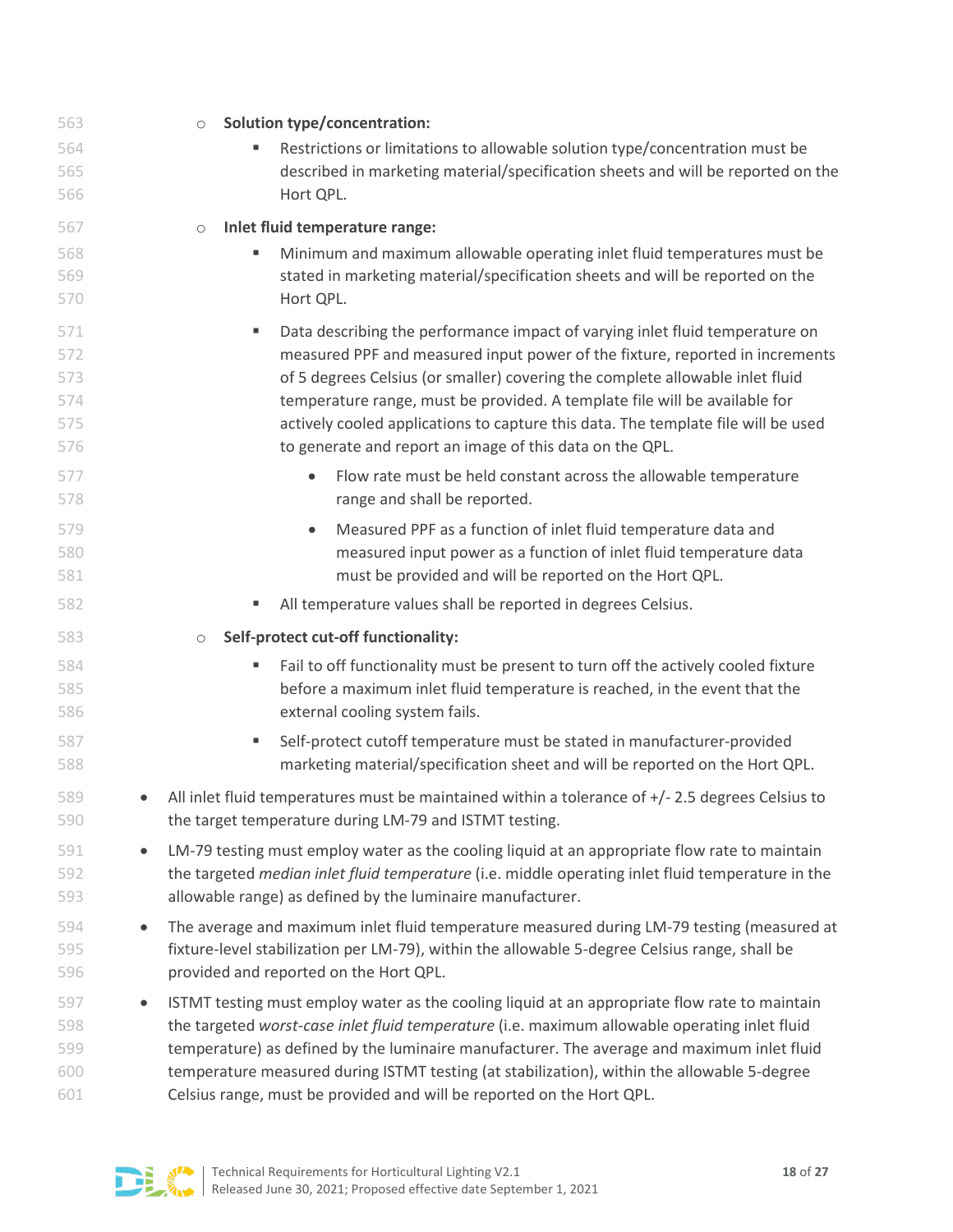- **Solution type/concentration:**
  - Restrictions or limitations to allowable solution type/concentration must be described in marketing material/specification sheets and will be reported on the Hort QPL.
- **Inlet fluid temperature range:**
  - Minimum and maximum allowable operating inlet fluid temperatures must be stated in marketing material/specification sheets and will be reported on the Hort QPL.
  - Data describing the performance impact of varying inlet fluid temperature on measured PPF and measured input power of the fixture, reported in increments of 5 degrees Celsius (or smaller) covering the complete allowable inlet fluid temperature range, must be provided. A template file will be available for actively cooled applications to capture this data. The template file will be used to generate and report an image of this data on the QPL.
    - Flow rate must be held constant across the allowable temperature range and shall be reported.
    - Measured PPF as a function of inlet fluid temperature data and measured input power as a function of inlet fluid temperature data must be provided and will be reported on the Hort QPL.
  - All temperature values shall be reported in degrees Celsius.
- **Self-protect cut-off functionality:**
  - Fail to off functionality must be present to turn off the actively cooled fixture before a maximum inlet fluid temperature is reached, in the event that the external cooling system fails.
  - Self-protect cutoff temperature must be stated in manufacturer-provided marketing material/specification sheet and will be reported on the Hort QPL.

- All inlet fluid temperatures must be maintained within a tolerance of +/- 2.5 degrees Celsius to the target temperature during LM-79 and ISTMT testing.
- LM-79 testing must employ water as the cooling liquid at an appropriate flow rate to maintain the targeted *median inlet fluid temperature* (i.e. middle operating inlet fluid temperature in the allowable range) as defined by the luminaire manufacturer.
- The average and maximum inlet fluid temperature measured during LM-79 testing (measured at fixture-level stabilization per LM-79), within the allowable 5-degree Celsius range, shall be provided and reported on the Hort QPL.
- ISTMT testing must employ water as the cooling liquid at an appropriate flow rate to maintain the targeted *worst-case inlet fluid temperature* (i.e. maximum allowable operating inlet fluid temperature) as defined by the luminaire manufacturer. The average and maximum inlet fluid temperature measured during ISTMT testing (at stabilization), within the allowable 5-degree Celsius range, must be provided and will be reported on the Hort QPL.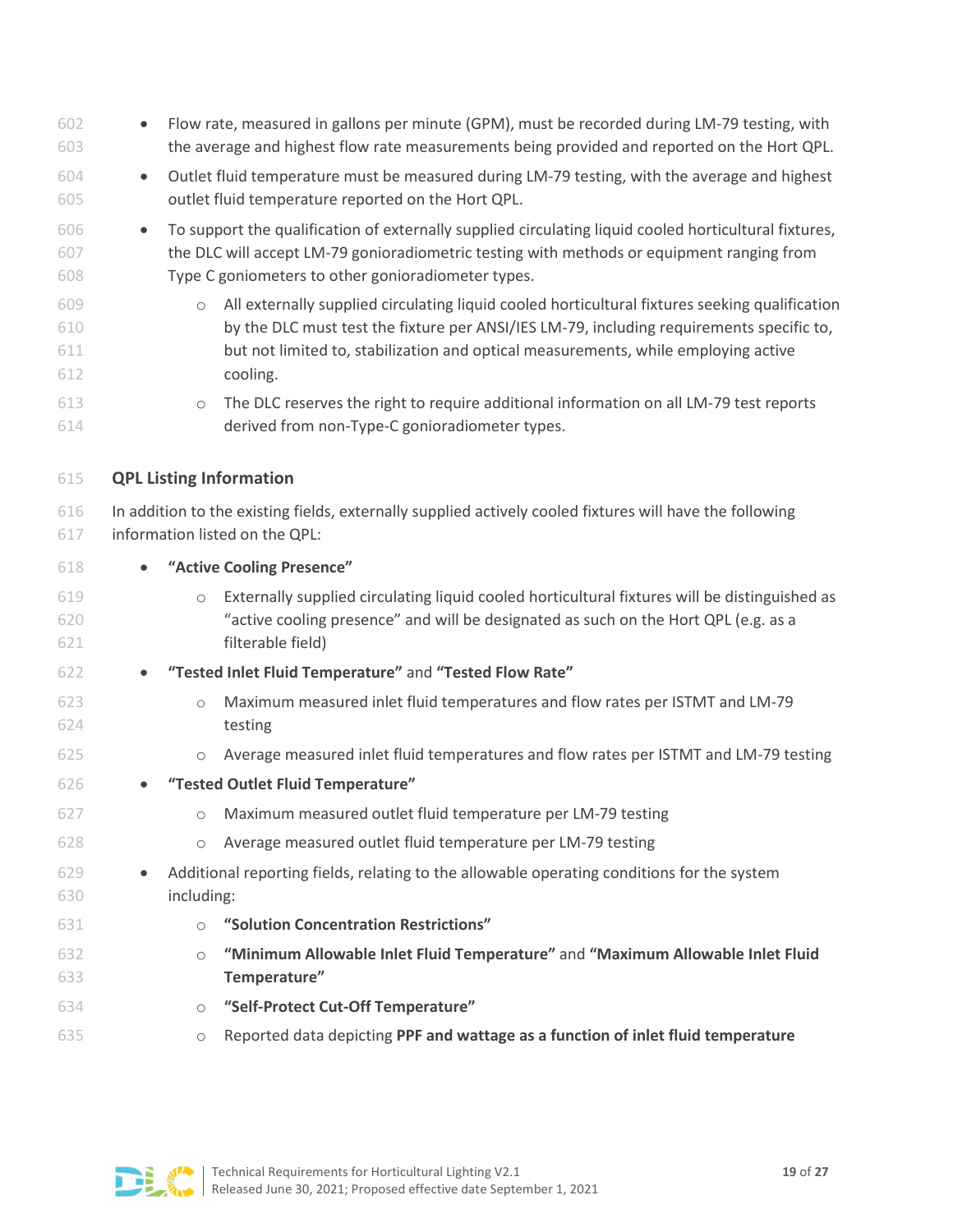- Flow rate, measured in gallons per minute (GPM), must be recorded during LM-79 testing, with the average and highest flow rate measurements being provided and reported on the Hort QPL.
- Outlet fluid temperature must be measured during LM-79 testing, with the average and highest outlet fluid temperature reported on the Hort QPL.
- To support the qualification of externally supplied circulating liquid cooled horticultural fixtures, the DLC will accept LM-79 gonioradiometric testing with methods or equipment ranging from Type C goniometers to other gonioradiometer types.
  - All externally supplied circulating liquid cooled horticultural fixtures seeking qualification by the DLC must test the fixture per ANSI/IES LM-79, including requirements specific to, but not limited to, stabilization and optical measurements, while employing active cooling.
  - The DLC reserves the right to require additional information on all LM-79 test reports derived from non-Type-C gonioradiometer types.

### QPL Listing Information

In addition to the existing fields, externally supplied actively cooled fixtures will have the following information listed on the QPL:

- **"Active Cooling Presence"**
  - Externally supplied circulating liquid cooled horticultural fixtures will be distinguished as "active cooling presence" and will be designated as such on the Hort QPL (e.g. as a filterable field)
- **"Tested Inlet Fluid Temperature"** and **"Tested Flow Rate"**
  - Maximum measured inlet fluid temperatures and flow rates per ISTMT and LM-79 testing
  - Average measured inlet fluid temperatures and flow rates per ISTMT and LM-79 testing
- **"Tested Outlet Fluid Temperature"**
  - Maximum measured outlet fluid temperature per LM-79 testing
  - Average measured outlet fluid temperature per LM-79 testing
- Additional reporting fields, relating to the allowable operating conditions for the system including:
  - **"Solution Concentration Restrictions"**
  - **"Minimum Allowable Inlet Fluid Temperature"** and **"Maximum Allowable Inlet Fluid Temperature"**
  - **"Self-Protect Cut-Off Temperature"**
  - Reported data depicting **PPF and wattage as a function of inlet fluid temperature**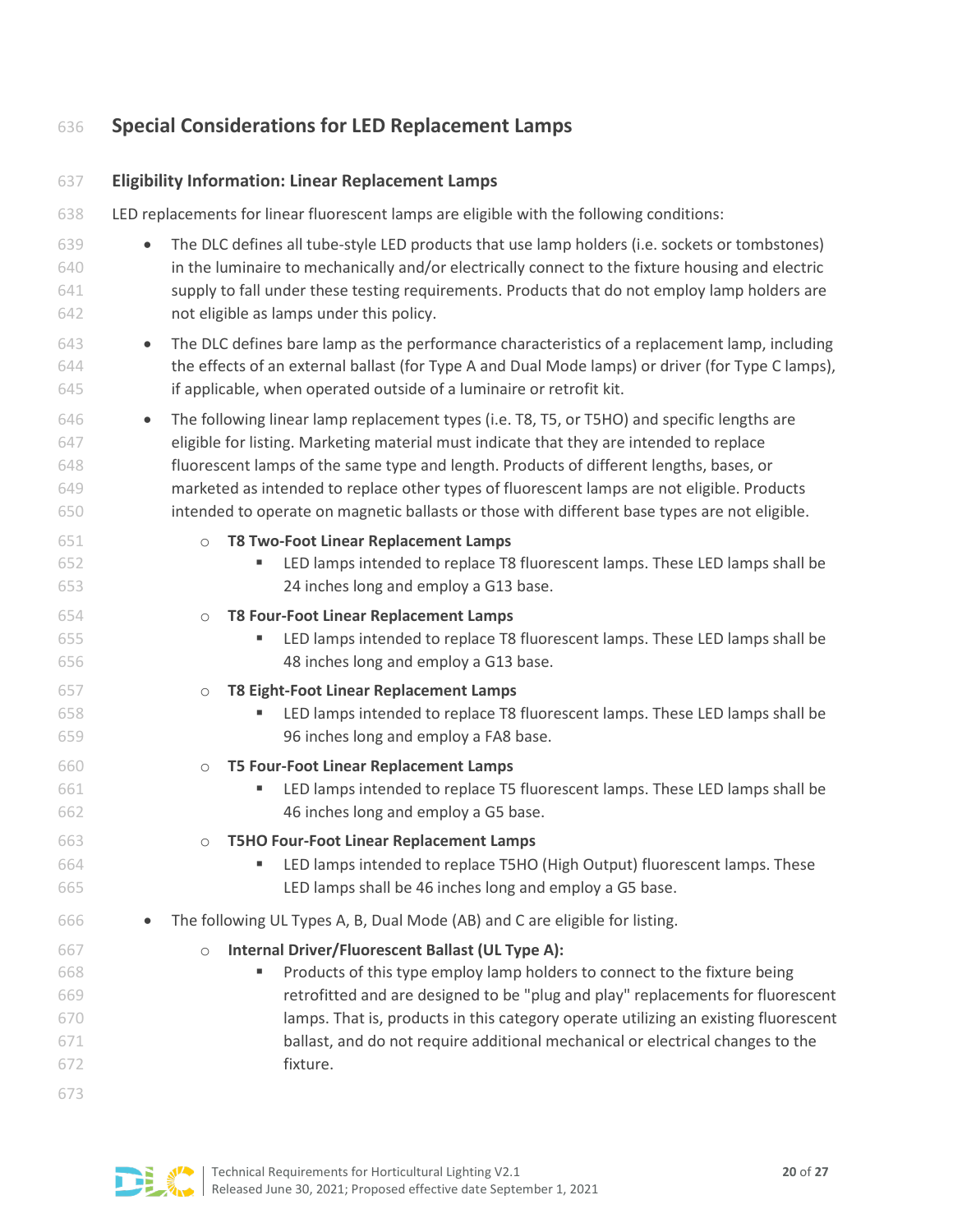## Special Considerations for LED Replacement Lamps

### Eligibility Information: Linear Replacement Lamps

LED replacements for linear fluorescent lamps are eligible with the following conditions:

- The DLC defines all tube-style LED products that use lamp holders (i.e. sockets or tombstones) in the luminaire to mechanically and/or electrically connect to the fixture housing and electric supply to fall under these testing requirements. Products that do not employ lamp holders are not eligible as lamps under this policy.
- The DLC defines bare lamp as the performance characteristics of a replacement lamp, including the effects of an external ballast (for Type A and Dual Mode lamps) or driver (for Type C lamps), if applicable, when operated outside of a luminaire or retrofit kit.
- The following linear lamp replacement types (i.e. T8, T5, or T5HO) and specific lengths are eligible for listing. Marketing material must indicate that they are intended to replace fluorescent lamps of the same type and length. Products of different lengths, bases, or marketed as intended to replace other types of fluorescent lamps are not eligible. Products intended to operate on magnetic ballasts or those with different base types are not eligible.
  - **T8 Two-Foot Linear Replacement Lamps**
    - LED lamps intended to replace T8 fluorescent lamps. These LED lamps shall be 24 inches long and employ a G13 base.
  - **T8 Four-Foot Linear Replacement Lamps**
    - LED lamps intended to replace T8 fluorescent lamps. These LED lamps shall be 48 inches long and employ a G13 base.
  - **T8 Eight-Foot Linear Replacement Lamps**
    - LED lamps intended to replace T8 fluorescent lamps. These LED lamps shall be 96 inches long and employ a FA8 base.
  - **T5 Four-Foot Linear Replacement Lamps**
    - LED lamps intended to replace T5 fluorescent lamps. These LED lamps shall be 46 inches long and employ a G5 base.
  - **T5HO Four-Foot Linear Replacement Lamps**
    - LED lamps intended to replace T5HO (High Output) fluorescent lamps. These LED lamps shall be 46 inches long and employ a G5 base.
- The following UL Types A, B, Dual Mode (AB) and C are eligible for listing.
  - **Internal Driver/Fluorescent Ballast (UL Type A):**
    - Products of this type employ lamp holders to connect to the fixture being retrofitted and are designed to be "plug and play" replacements for fluorescent lamps. That is, products in this category operate utilizing an existing fluorescent ballast, and do not require additional mechanical or electrical changes to the fixture.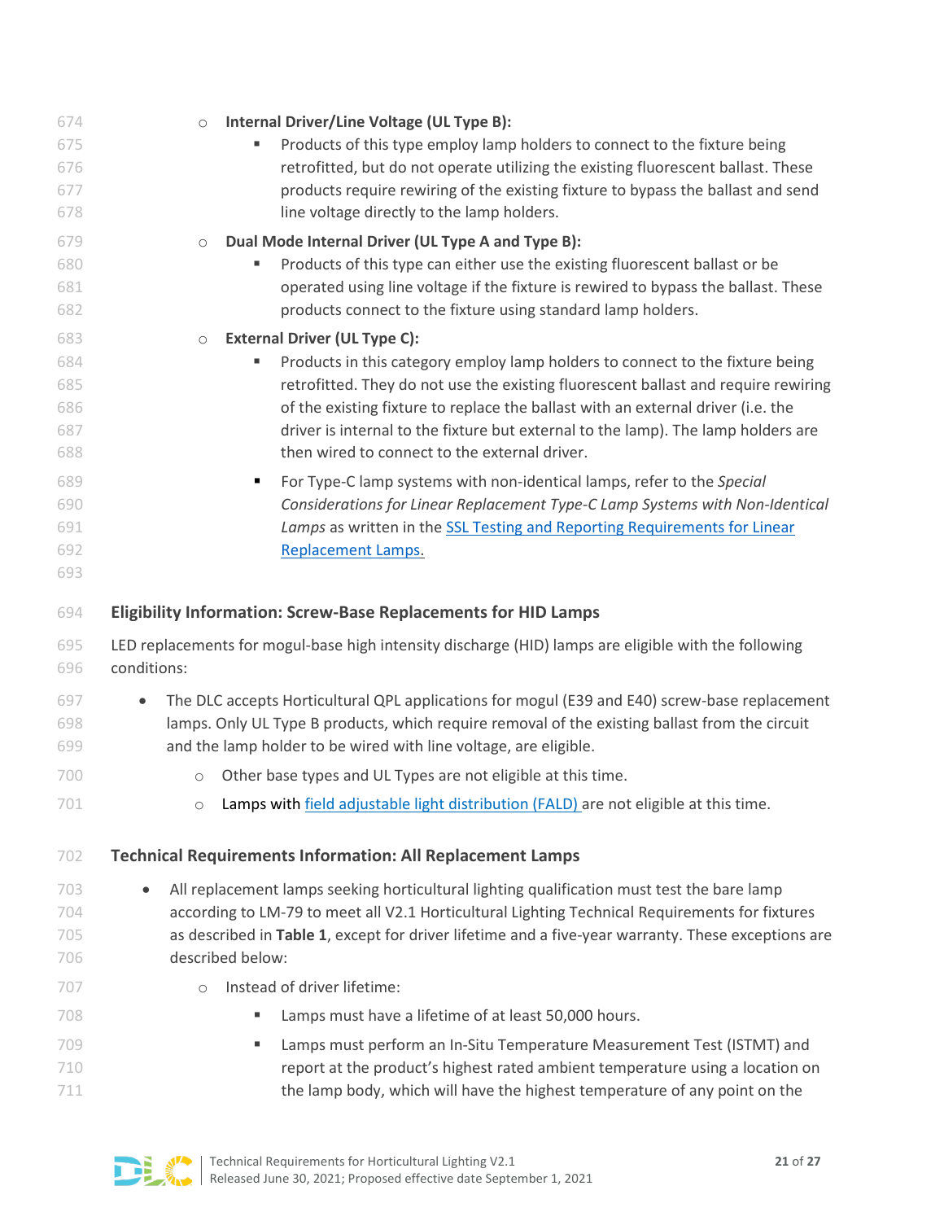- Internal Driver/Line Voltage (UL Type B):
    - Products of this type employ lamp holders to connect to the fixture being retrofitted, but do not operate utilizing the existing fluorescent ballast. These products require rewiring of the existing fixture to bypass the ballast and send line voltage directly to the lamp holders.
- **Dual Mode Internal Driver (UL Type A and Type B):**
    - Products of this type can either use the existing fluorescent ballast or be operated using line voltage if the fixture is rewired to bypass the ballast. These products connect to the fixture using standard lamp holders.
- **External Driver (UL Type C):**
    - Products in this category employ lamp holders to connect to the fixture being retrofitted. They do not use the existing fluorescent ballast and require rewiring of the existing fixture to replace the ballast with an external driver (i.e. the driver is internal to the fixture but external to the lamp). The lamp holders are then wired to connect to the external driver.
    - For Type-C lamp systems with non-identical lamps, refer to the *Special Considerations for Linear Replacement Type-C Lamp Systems with Non-Identical Lamps* as written in the SSL Testing and Reporting Requirements for Linear Replacement Lamps.

## Eligibility Information: Screw-Base Replacements for HID Lamps

LED replacements for mogul-base high intensity discharge (HID) lamps are eligible with the following conditions:

- The DLC accepts Horticultural QPL applications for mogul (E39 and E40) screw-base replacement lamps. Only UL Type B products, which require removal of the existing ballast from the circuit and the lamp holder to be wired with line voltage, are eligible.
    - Other base types and UL Types are not eligible at this time.
    - Lamps with field adjustable light distribution (FALD) are not eligible at this time.

## Technical Requirements Information: All Replacement Lamps

- All replacement lamps seeking horticultural lighting qualification must test the bare lamp according to LM-79 to meet all V2.1 Horticultural Lighting Technical Requirements for fixtures as described in **Table 1**, except for driver lifetime and a five-year warranty. These exceptions are described below:
    - Instead of driver lifetime:
        - Lamps must have a lifetime of at least 50,000 hours.
        - Lamps must perform an In-Situ Temperature Measurement Test (ISTMT) and report at the product's highest rated ambient temperature using a location on the lamp body, which will have the highest temperature of any point on the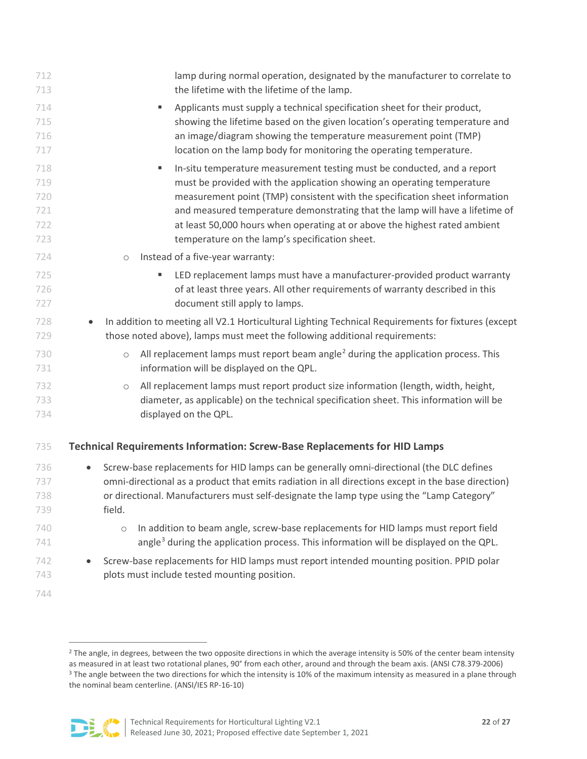lamp during normal operation, designated by the manufacturer to correlate to the lifetime with the lifetime of the lamp.

        - Applicants must supply a technical specification sheet for their product, showing the lifetime based on the given location's operating temperature and an image/diagram showing the temperature measurement point (TMP) location on the lamp body for monitoring the operating temperature.
        - In-situ temperature measurement testing must be conducted, and a report must be provided with the application showing an operating temperature measurement point (TMP) consistent with the specification sheet information and measured temperature demonstrating that the lamp will have a lifetime of at least 50,000 hours when operating at or above the highest rated ambient temperature on the lamp's specification sheet.
    - Instead of a five-year warranty:
        - LED replacement lamps must have a manufacturer-provided product warranty of at least three years. All other requirements of warranty described in this document still apply to lamps.
- In addition to meeting all V2.1 Horticultural Lighting Technical Requirements for fixtures (except those noted above), lamps must meet the following additional requirements:
    - All replacement lamps must report beam angle[2] during the application process. This information will be displayed on the QPL.
    - All replacement lamps must report product size information (length, width, height, diameter, as applicable) on the technical specification sheet. This information will be displayed on the QPL.

### Technical Requirements Information: Screw-Base Replacements for HID Lamps

- Screw-base replacements for HID lamps can be generally omni-directional (the DLC defines omni-directional as a product that emits radiation in all directions except in the base direction) or directional. Manufacturers must self-designate the lamp type using the "Lamp Category" field.
    - In addition to beam angle, screw-base replacements for HID lamps must report field angle[3] during the application process. This information will be displayed on the QPL.
- Screw-base replacements for HID lamps must report intended mounting position. PPID polar plots must include tested mounting position.

---

[2] The angle, in degrees, between the two opposite directions in which the average intensity is 50% of the center beam intensity as measured in at least two rotational planes, 90° from each other, around and through the beam axis. (ANSI C78.379-2006)

[3] The angle between the two directions for which the intensity is 10% of the maximum intensity as measured in a plane through the nominal beam centerline. (ANSI/IES RP-16-10)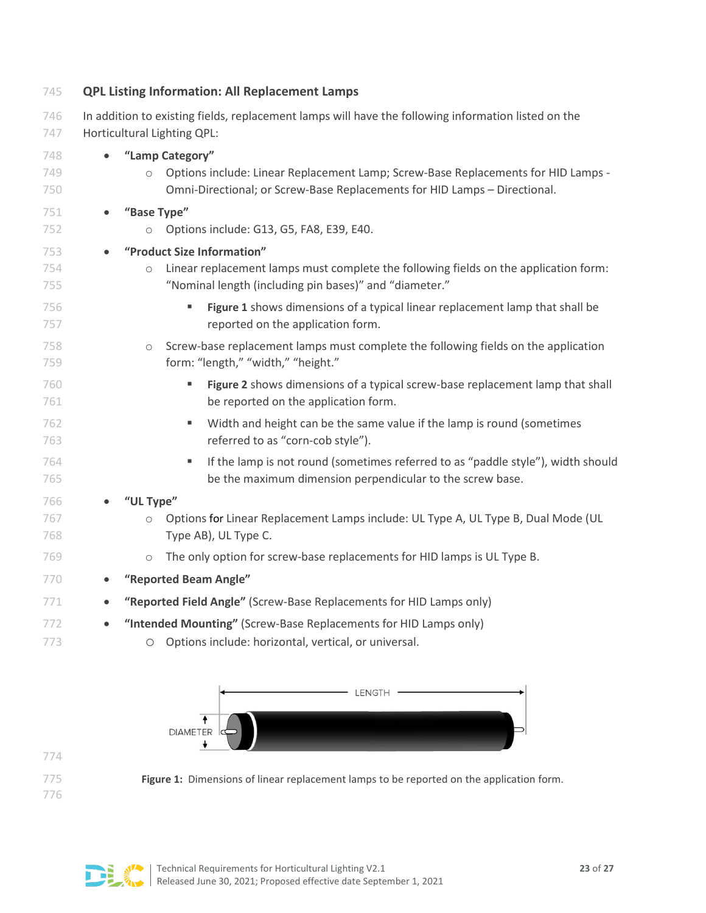### QPL Listing Information: All Replacement Lamps

In addition to existing fields, replacement lamps will have the following information listed on the Horticultural Lighting QPL:

- **"Lamp Category"**
  - Options include: Linear Replacement Lamp; Screw-Base Replacements for HID Lamps - Omni-Directional; or Screw-Base Replacements for HID Lamps – Directional.
- **"Base Type"**
  - Options include: G13, G5, FA8, E39, E40.
- **"Product Size Information"**
  - Linear replacement lamps must complete the following fields on the application form: "Nominal length (including pin bases)" and "diameter."
    - **Figure 1** shows dimensions of a typical linear replacement lamp that shall be reported on the application form.
  - Screw-base replacement lamps must complete the following fields on the application form: "length," "width," "height."
    - **Figure 2** shows dimensions of a typical screw-base replacement lamp that shall be reported on the application form.
    - Width and height can be the same value if the lamp is round (sometimes referred to as "corn-cob style").
    - If the lamp is not round (sometimes referred to as "paddle style"), width should be the maximum dimension perpendicular to the screw base.
- **"UL Type"**
  - Options for Linear Replacement Lamps include: UL Type A, UL Type B, Dual Mode (UL Type AB), UL Type C.
  - The only option for screw-base replacements for HID lamps is UL Type B.
- **"Reported Beam Angle"**
- **"Reported Field Angle"** (Screw-Base Replacements for HID Lamps only)
- **"Intended Mounting"** (Screw-Base Replacements for HID Lamps only)
  - Options include: horizontal, vertical, or universal.

LENGTH

DIAMETER

**Figure 1:** Dimensions of linear replacement lamps to be reported on the application form.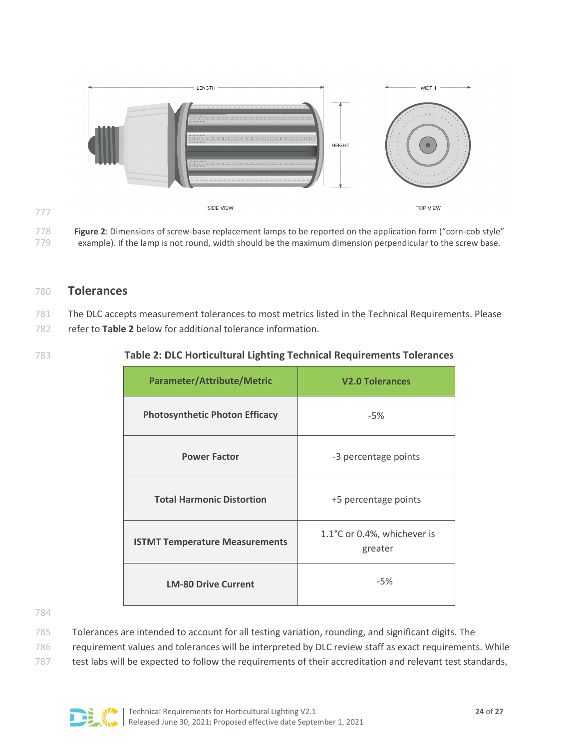LENGTH

HEIGHT

WIDTH

SIDE VIEW

TOP VIEW

**Figure 2**: Dimensions of screw-base replacement lamps to be reported on the application form ("corn-cob style" example). If the lamp is not round, width should be the maximum dimension perpendicular to the screw base.

## Tolerances

The DLC accepts measurement tolerances to most metrics listed in the Technical Requirements. Please refer to **Table 2** below for additional tolerance information.

**Table 2: DLC Horticultural Lighting Technical Requirements Tolerances**

| Parameter/Attribute/Metric | V2.0 Tolerances |
|---|---|
| **Photosynthetic Photon Efficacy** | -5% |
| **Power Factor** | -3 percentage points |
| **Total Harmonic Distortion** | +5 percentage points |
| **ISTMT Temperature Measurements** | 1.1°C or 0.4%, whichever is greater |
| **LM-80 Drive Current** | -5% |

Tolerances are intended to account for all testing variation, rounding, and significant digits. The requirement values and tolerances will be interpreted by DLC review staff as exact requirements. While test labs will be expected to follow the requirements of their accreditation and relevant test standards,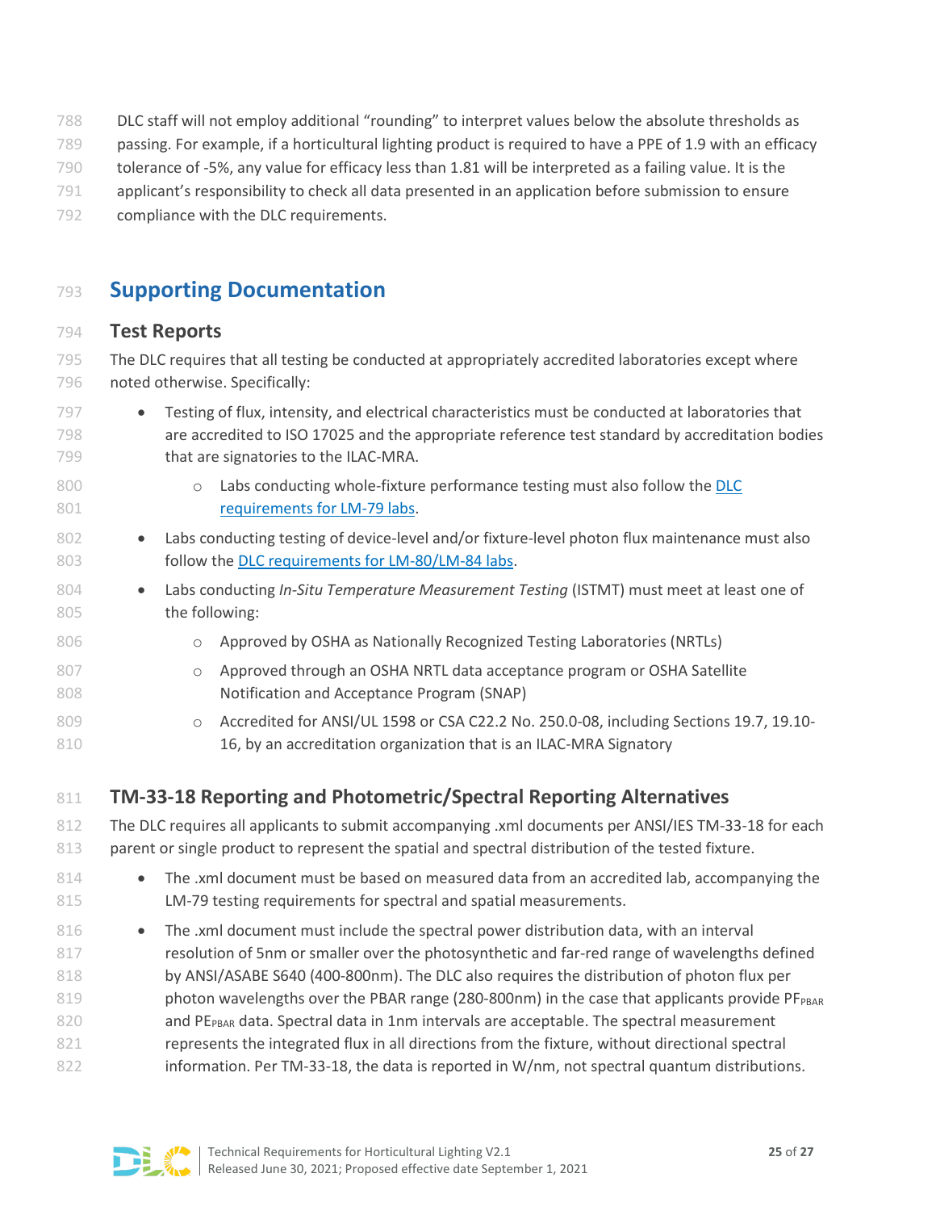DLC staff will not employ additional "rounding" to interpret values below the absolute thresholds as passing. For example, if a horticultural lighting product is required to have a PPE of 1.9 with an efficacy tolerance of -5%, any value for efficacy less than 1.81 will be interpreted as a failing value. It is the applicant's responsibility to check all data presented in an application before submission to ensure compliance with the DLC requirements.

# Supporting Documentation

## Test Reports

The DLC requires that all testing be conducted at appropriately accredited laboratories except where noted otherwise. Specifically:

- Testing of flux, intensity, and electrical characteristics must be conducted at laboratories that are accredited to ISO 17025 and the appropriate reference test standard by accreditation bodies that are signatories to the ILAC-MRA.
  - Labs conducting whole-fixture performance testing must also follow the DLC requirements for LM-79 labs.
- Labs conducting testing of device-level and/or fixture-level photon flux maintenance must also follow the DLC requirements for LM-80/LM-84 labs.
- Labs conducting *In-Situ Temperature Measurement Testing* (ISTMT) must meet at least one of the following:
  - Approved by OSHA as Nationally Recognized Testing Laboratories (NRTLs)
  - Approved through an OSHA NRTL data acceptance program or OSHA Satellite Notification and Acceptance Program (SNAP)
  - Accredited for ANSI/UL 1598 or CSA C22.2 No. 250.0-08, including Sections 19.7, 19.10-16, by an accreditation organization that is an ILAC-MRA Signatory

## TM-33-18 Reporting and Photometric/Spectral Reporting Alternatives

The DLC requires all applicants to submit accompanying .xml documents per ANSI/IES TM-33-18 for each parent or single product to represent the spatial and spectral distribution of the tested fixture.

- The .xml document must be based on measured data from an accredited lab, accompanying the LM-79 testing requirements for spectral and spatial measurements.
- The .xml document must include the spectral power distribution data, with an interval resolution of 5nm or smaller over the photosynthetic and far-red range of wavelengths defined by ANSI/ASABE S640 (400-800nm). The DLC also requires the distribution of photon flux per photon wavelengths over the PBAR range (280-800nm) in the case that applicants provide $PF_{PBAR}$ and $PE_{PBAR}$ data. Spectral data in 1nm intervals are acceptable. The spectral measurement represents the integrated flux in all directions from the fixture, without directional spectral information. Per TM-33-18, the data is reported in W/nm, not spectral quantum distributions.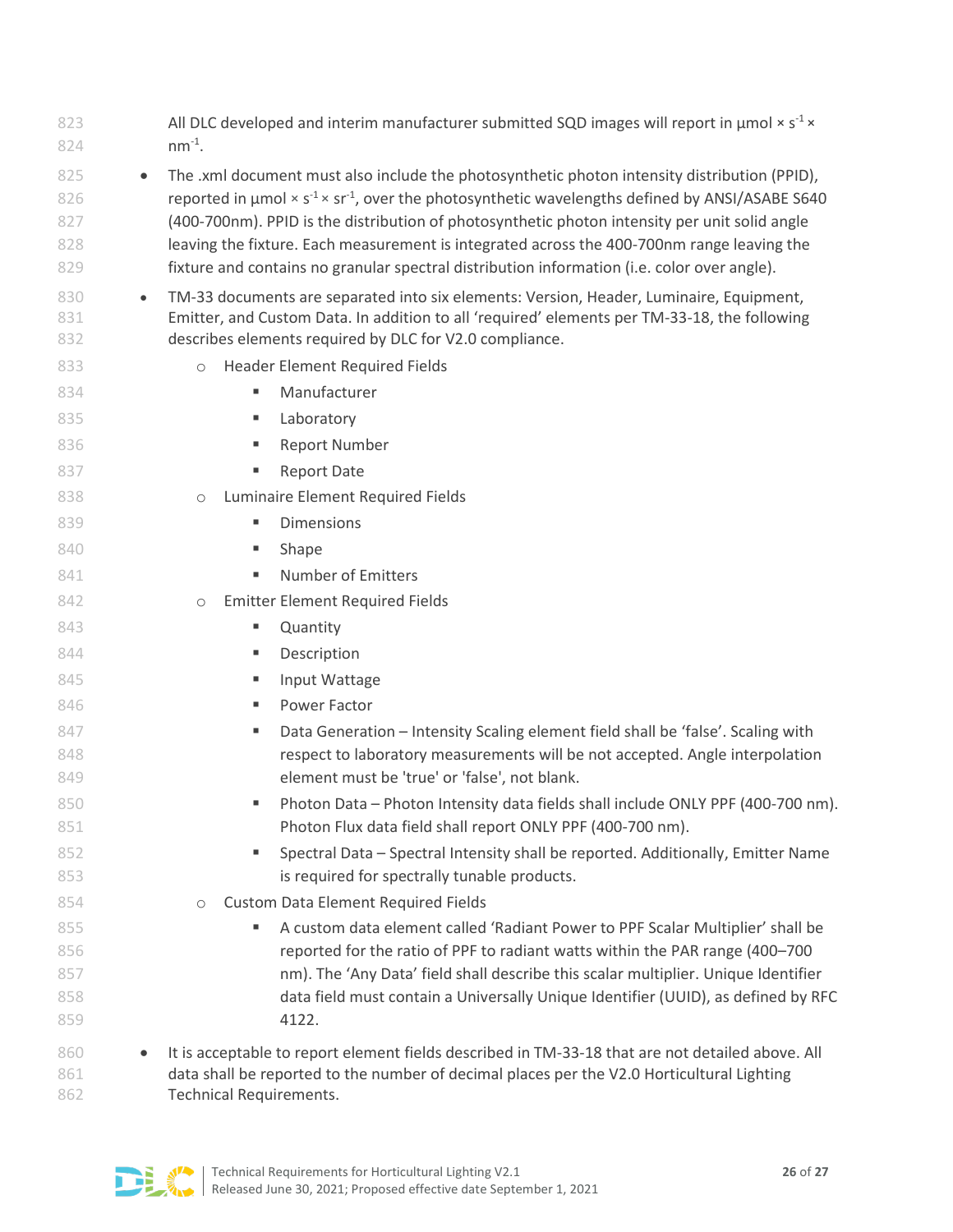All DLC developed and interim manufacturer submitted SQD images will report in μmol × $s^{-1}$ × $nm^{-1}$.

- The .xml document must also include the photosynthetic photon intensity distribution (PPID), reported in μmol × $s^{-1}$ × $sr^{-1}$, over the photosynthetic wavelengths defined by ANSI/ASABE S640 (400-700nm). PPID is the distribution of photosynthetic photon intensity per unit solid angle leaving the fixture. Each measurement is integrated across the 400-700nm range leaving the fixture and contains no granular spectral distribution information (i.e. color over angle).
- TM-33 documents are separated into six elements: Version, Header, Luminaire, Equipment, Emitter, and Custom Data. In addition to all 'required' elements per TM-33-18, the following describes elements required by DLC for V2.0 compliance.
    - Header Element Required Fields
        - Manufacturer
        - Laboratory
        - Report Number
        - Report Date
    - Luminaire Element Required Fields
        - Dimensions
        - Shape
        - Number of Emitters
    - Emitter Element Required Fields
        - Quantity
        - Description
        - Input Wattage
        - Power Factor
        - Data Generation – Intensity Scaling element field shall be 'false'. Scaling with respect to laboratory measurements will be not accepted. Angle interpolation element must be 'true' or 'false', not blank.
        - Photon Data – Photon Intensity data fields shall include ONLY PPF (400-700 nm). Photon Flux data field shall report ONLY PPF (400-700 nm).
        - Spectral Data – Spectral Intensity shall be reported. Additionally, Emitter Name is required for spectrally tunable products.
    - Custom Data Element Required Fields
        - A custom data element called 'Radiant Power to PPF Scalar Multiplier' shall be reported for the ratio of PPF to radiant watts within the PAR range (400–700 nm). The 'Any Data' field shall describe this scalar multiplier. Unique Identifier data field must contain a Universally Unique Identifier (UUID), as defined by RFC 4122.
- It is acceptable to report element fields described in TM-33-18 that are not detailed above. All data shall be reported to the number of decimal places per the V2.0 Horticultural Lighting Technical Requirements.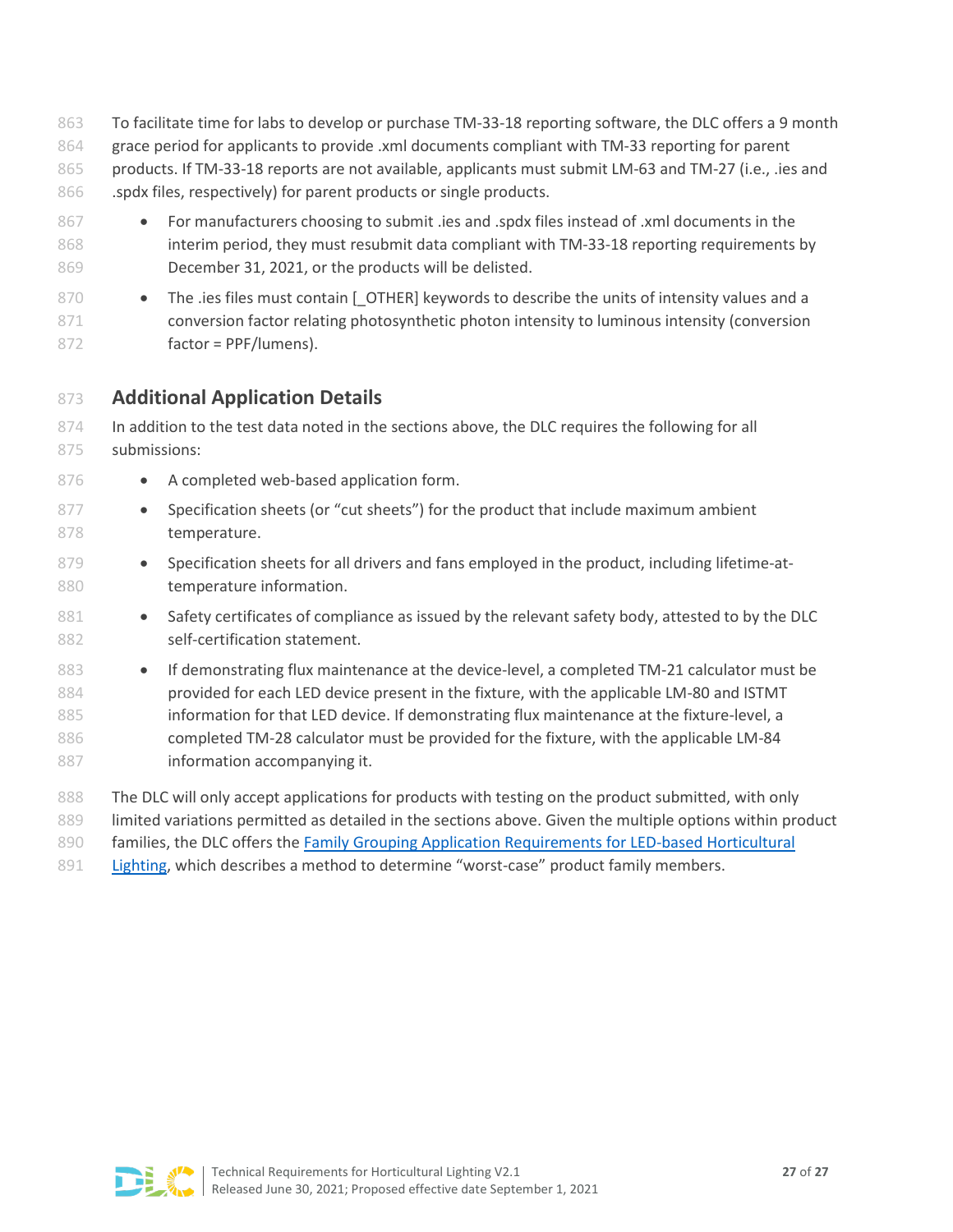To facilitate time for labs to develop or purchase TM-33-18 reporting software, the DLC offers a 9 month grace period for applicants to provide .xml documents compliant with TM-33 reporting for parent products. If TM-33-18 reports are not available, applicants must submit LM-63 and TM-27 (i.e., .ies and .spdx files, respectively) for parent products or single products.

- For manufacturers choosing to submit .ies and .spdx files instead of .xml documents in the interim period, they must resubmit data compliant with TM-33-18 reporting requirements by December 31, 2021, or the products will be delisted.
- The .ies files must contain [_OTHER] keywords to describe the units of intensity values and a conversion factor relating photosynthetic photon intensity to luminous intensity (conversion factor = PPF/lumens).

## Additional Application Details

In addition to the test data noted in the sections above, the DLC requires the following for all submissions:

- A completed web-based application form.
- Specification sheets (or "cut sheets") for the product that include maximum ambient temperature.
- Specification sheets for all drivers and fans employed in the product, including lifetime-at-temperature information.
- Safety certificates of compliance as issued by the relevant safety body, attested to by the DLC self-certification statement.
- If demonstrating flux maintenance at the device-level, a completed TM-21 calculator must be provided for each LED device present in the fixture, with the applicable LM-80 and ISTMT information for that LED device. If demonstrating flux maintenance at the fixture-level, a completed TM-28 calculator must be provided for the fixture, with the applicable LM-84 information accompanying it.

The DLC will only accept applications for products with testing on the product submitted, with only limited variations permitted as detailed in the sections above. Given the multiple options within product families, the DLC offers the Family Grouping Application Requirements for LED-based Horticultural Lighting, which describes a method to determine "worst-case" product family members.